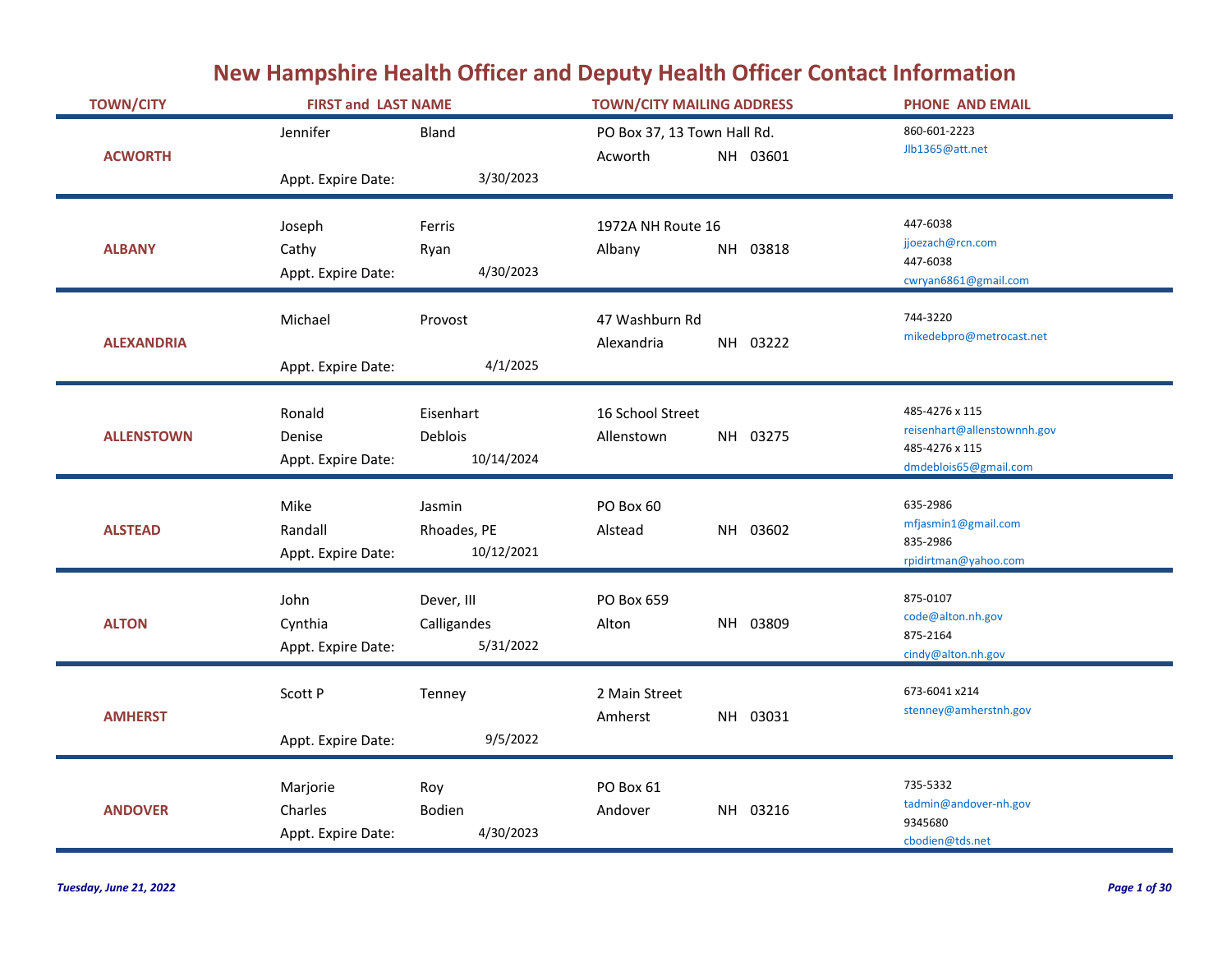# New Hampshire Health Officer and Deputy Health Officer Contact Information

| TOWN/CITY | FIRST and LAST NAME | | TOWN/CITY MAILING ADDRESS | | | PHONE AND EMAIL |
|---|---|---|---|---|---|---|
| ACWORTH | Jennifer | Bland | PO Box 37, 13 Town Hall Rd. | | | 860-601-2223 Jlb1365@att.net |
| | | | Acworth | NH | 03601 | |
| | Appt. Expire Date: | 3/30/2023 | | | | |
| ALBANY | Joseph | Ferris | 1972A NH Route 16 | | | 447-6038 jjoezach@rcn.com |
| | Cathy | Ryan | Albany | NH | 03818 | 447-6038 cwryan6861@gmail.com |
| | Appt. Expire Date: | 4/30/2023 | | | | |
| ALEXANDRIA | Michael | Provost | 47 Washburn Rd | | | 744-3220 mikedebpro@metrocast.net |
| | | | Alexandria | NH | 03222 | |
| | Appt. Expire Date: | 4/1/2025 | | | | |
| ALLENSTOWN | Ronald | Eisenhart | 16 School Street | | | 485-4276 x 115 reisenhart@allenstownnh.gov |
| | Denise | Deblois | Allenstown | NH | 03275 | 485-4276 x 115 dmdeblois65@gmail.com |
| | Appt. Expire Date: | 10/14/2024 | | | | |
| ALSTEAD | Mike | Jasmin | PO Box 60 | | | 635-2986 mfjasmin1@gmail.com |
| | Randall | Rhoades, PE | Alstead | NH | 03602 | 835-2986 rpidirtman@yahoo.com |
| | Appt. Expire Date: | 10/12/2021 | | | | |
| ALTON | John | Dever, III | PO Box 659 | | | 875-0107 code@alton.nh.gov |
| | Cynthia | Calligandes | Alton | NH | 03809 | 875-2164 cindy@alton.nh.gov |
| | Appt. Expire Date: | 5/31/2022 | | | | |
| AMHERST | Scott P | Tenney | 2 Main Street | | | 673-6041 x214 stenney@amherstnh.gov |
| | | | Amherst | NH | 03031 | |
| | Appt. Expire Date: | 9/5/2022 | | | | |
| ANDOVER | Marjorie | Roy | PO Box 61 | | | 735-5332 tadmin@andover-nh.gov |
| | Charles | Bodien | Andover | NH | 03216 | 9345680 cbodien@tds.net |
| | Appt. Expire Date: | 4/30/2023 | | | | |

*Tuesday, June 21, 2022*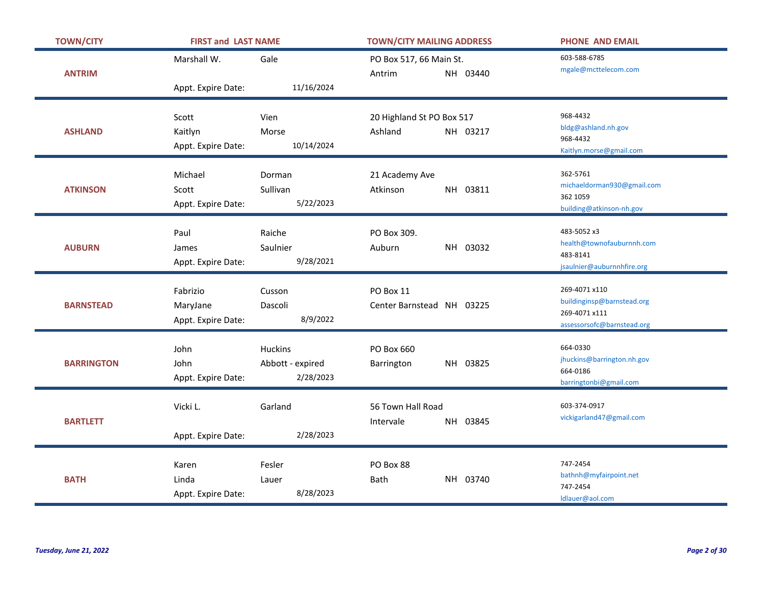| TOWN/CITY | FIRST and LAST NAME | | TOWN/CITY MAILING ADDRESS | PHONE AND EMAIL |
|---|---|---|---|---|
| ANTRIM | Marshall W. | Gale | PO Box 517, 66 Main St. | 603-588-6785 mgale@mcttelecom.com |
| | | | Antrim NH 03440 | |
| | Appt. Expire Date: | 11/16/2024 | | |
| ASHLAND | Scott | Vien | 20 Highland St PO Box 517 | 968-4432 bldg@ashland.nh.gov |
| | Kaitlyn | Morse | Ashland NH 03217 | 968-4432 Kaitlyn.morse@gmail.com |
| | Appt. Expire Date: | 10/14/2024 | | |
| ATKINSON | Michael | Dorman | 21 Academy Ave | 362-5761 michaeldorman930@gmail.com |
| | Scott | Sullivan | Atkinson NH 03811 | 362 1059 building@atkinson-nh.gov |
| | Appt. Expire Date: | 5/22/2023 | | |
| AUBURN | Paul | Raiche | PO Box 309. | 483-5052 x3 health@townofauburnnh.com |
| | James | Saulnier | Auburn NH 03032 | 483-8141 jsaulnier@auburnnhfire.org |
| | Appt. Expire Date: | 9/28/2021 | | |
| BARNSTEAD | Fabrizio | Cusson | PO Box 11 | 269-4071 x110 buildinginsp@barnstead.org |
| | MaryJane | Dascoli | Center Barnstead NH 03225 | 269-4071 x111 assessorsofc@barnstead.org |
| | Appt. Expire Date: | 8/9/2022 | | |
| BARRINGTON | John | Huckins | PO Box 660 | 664-0330 jhuckins@barrington.nh.gov |
| | John | Abbott - expired | Barrington NH 03825 | 664-0186 barringtonbi@gmail.com |
| | Appt. Expire Date: | 2/28/2023 | | |
| BARTLETT | Vicki L. | Garland | 56 Town Hall Road | 603-374-0917 vickigarland47@gmail.com |
| | | | Intervale NH 03845 | |
| | Appt. Expire Date: | 2/28/2023 | | |
| BATH | Karen | Fesler | PO Box 88 | 747-2454 bathnh@myfairpoint.net |
| | Linda | Lauer | Bath NH 03740 | 747-2454 ldlauer@aol.com |
| | Appt. Expire Date: | 8/28/2023 | | |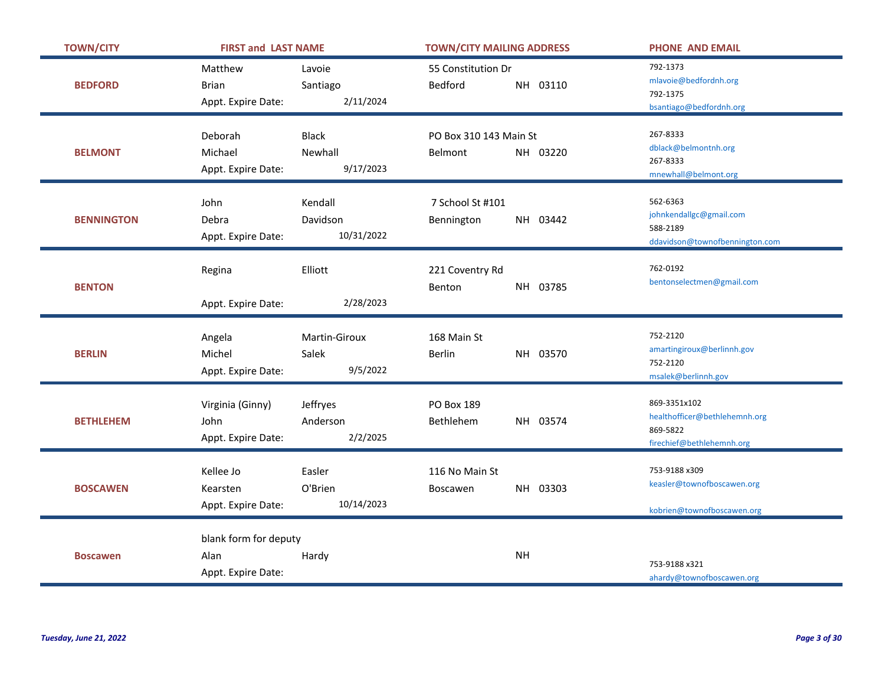| TOWN/CITY | FIRST and LAST NAME | | | TOWN/CITY MAILING ADDRESS | | PHONE AND EMAIL |
|---|---|---|---|---|---|---|
| BEDFORD | Matthew | Lavoie | | 55 Constitution Dr | | 792-1373<br>mlavoie@bedfordnh.org |
| | Brian | Santiago | | Bedford | NH 03110 | 792-1375<br>bsantiago@bedfordnh.org |
| | Appt. Expire Date: | | 2/11/2024 | | | |
| BELMONT | Deborah | Black | | PO Box 310 143 Main St | | 267-8333<br>dblack@belmontnh.org |
| | Michael | Newhall | | Belmont | NH 03220 | 267-8333<br>mnewhall@belmont.org |
| | Appt. Expire Date: | | 9/17/2023 | | | |
| BENNINGTON | John | Kendall | | 7 School St #101 | | 562-6363<br>johnkendallgc@gmail.com |
| | Debra | Davidson | | Bennington | NH 03442 | 588-2189<br>ddavidson@townofbennington.com |
| | Appt. Expire Date: | | 10/31/2022 | | | |
| BENTON | Regina | Elliott | | 221 Coventry Rd | | 762-0192<br>bentonselectmen@gmail.com |
| | | | | Benton | NH 03785 | |
| | Appt. Expire Date: | | 2/28/2023 | | | |
| BERLIN | Angela | Martin-Giroux | | 168 Main St | | 752-2120<br>amartingiroux@berlinnh.gov |
| | Michel | Salek | | Berlin | NH 03570 | 752-2120<br>msalek@berlinnh.gov |
| | Appt. Expire Date: | | 9/5/2022 | | | |
| BETHLEHEM | Virginia (Ginny) | Jeffryes | | PO Box 189 | | 869-3351x102<br>healthofficer@bethlehemnh.org |
| | John | Anderson | | Bethlehem | NH 03574 | 869-5822<br>firechief@bethlehemnh.org |
| | Appt. Expire Date: | | 2/2/2025 | | | |
| BOSCAWEN | Kellee Jo | Easler | | 116 No Main St | | 753-9188 x309<br>keasler@townofboscawen.org |
| | Kearsten | O'Brien | | Boscawen | NH 03303 | kobrien@townofboscawen.org |
| | Appt. Expire Date: | | 10/14/2023 | | | |
| Boscawen | blank form for deputy | | | | | |
| | Alan | Hardy | | | NH | 753-9188 x321<br>ahardy@townofboscawen.org |
| | Appt. Expire Date: | | | | | |

*Tuesday, June 21, 2022*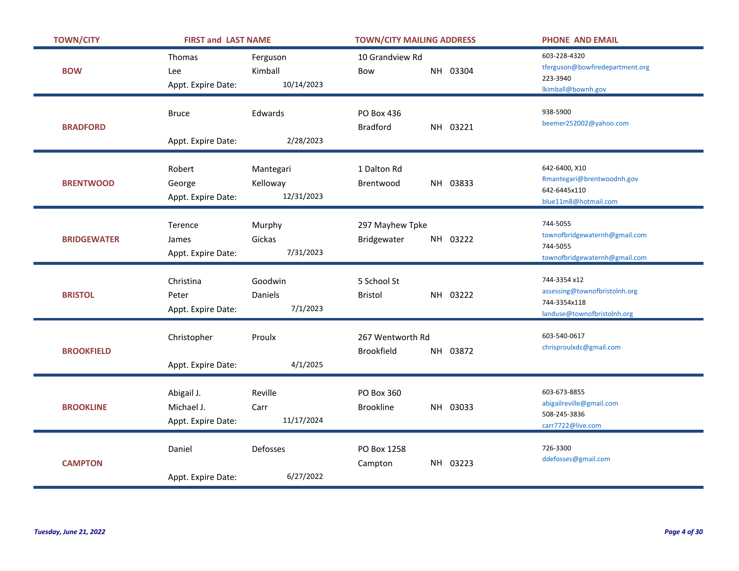| TOWN/CITY | FIRST and LAST NAME | | TOWN/CITY MAILING ADDRESS | | | PHONE AND EMAIL |
|---|---|---|---|---|---|---|
| BOW | Thomas | Ferguson | 10 Grandview Rd | | | 603-228-4320<br>tferguson@bowfiredepartment.org |
| | Lee | Kimball | Bow | NH | 03304 | 223-3940<br>lkimball@bownh.gov |
| | Appt. Expire Date: | 10/14/2023 | | | | |
| BRADFORD | Bruce | Edwards | PO Box 436 | | | 938-5900<br>beemer252002@yahoo.com |
| | | | Bradford | NH | 03221 | |
| | Appt. Expire Date: | 2/28/2023 | | | | |
| BRENTWOOD | Robert | Mantegari | 1 Dalton Rd | | | 642-6400, X10<br>Rmantegari@brentwoodnh.gov |
| | George | Kelloway | Brentwood | NH | 03833 | 642-6445x110<br>blue11m8@hotmail.com |
| | Appt. Expire Date: | 12/31/2023 | | | | |
| BRIDGEWATER | Terence | Murphy | 297 Mayhew Tpke | | | 744-5055<br>townofbridgewaternh@gmail.com |
| | James | Gickas | Bridgewater | NH | 03222 | 744-5055<br>townofbridgewaternh@gmail.com |
| | Appt. Expire Date: | 7/31/2023 | | | | |
| BRISTOL | Christina | Goodwin | 5 School St | | | 744-3354 x12<br>assessing@townofbristolnh.org |
| | Peter | Daniels | Bristol | NH | 03222 | 744-3354x118<br>landuse@townofbristolnh.org |
| | Appt. Expire Date: | 7/1/2023 | | | | |
| BROOKFIELD | Christopher | Proulx | 267 Wentworth Rd | | | 603-540-0617<br>chrisproulxdc@gmail.com |
| | | | Brookfield | NH | 03872 | |
| | Appt. Expire Date: | 4/1/2025 | | | | |
| BROOKLINE | Abigail J. | Reville | PO Box 360 | | | 603-673-8855<br>abigailreville@gmail.com |
| | Michael J. | Carr | Brookline | NH | 03033 | 508-245-3836<br>carr7722@live.com |
| | Appt. Expire Date: | 11/17/2024 | | | | |
| CAMPTON | Daniel | Defosses | PO Box 1258 | | | 726-3300<br>ddefosses@gmail.com |
| | | | Campton | NH | 03223 | |
| | Appt. Expire Date: | 6/27/2022 | | | | |

*Tuesday, June 21, 2022*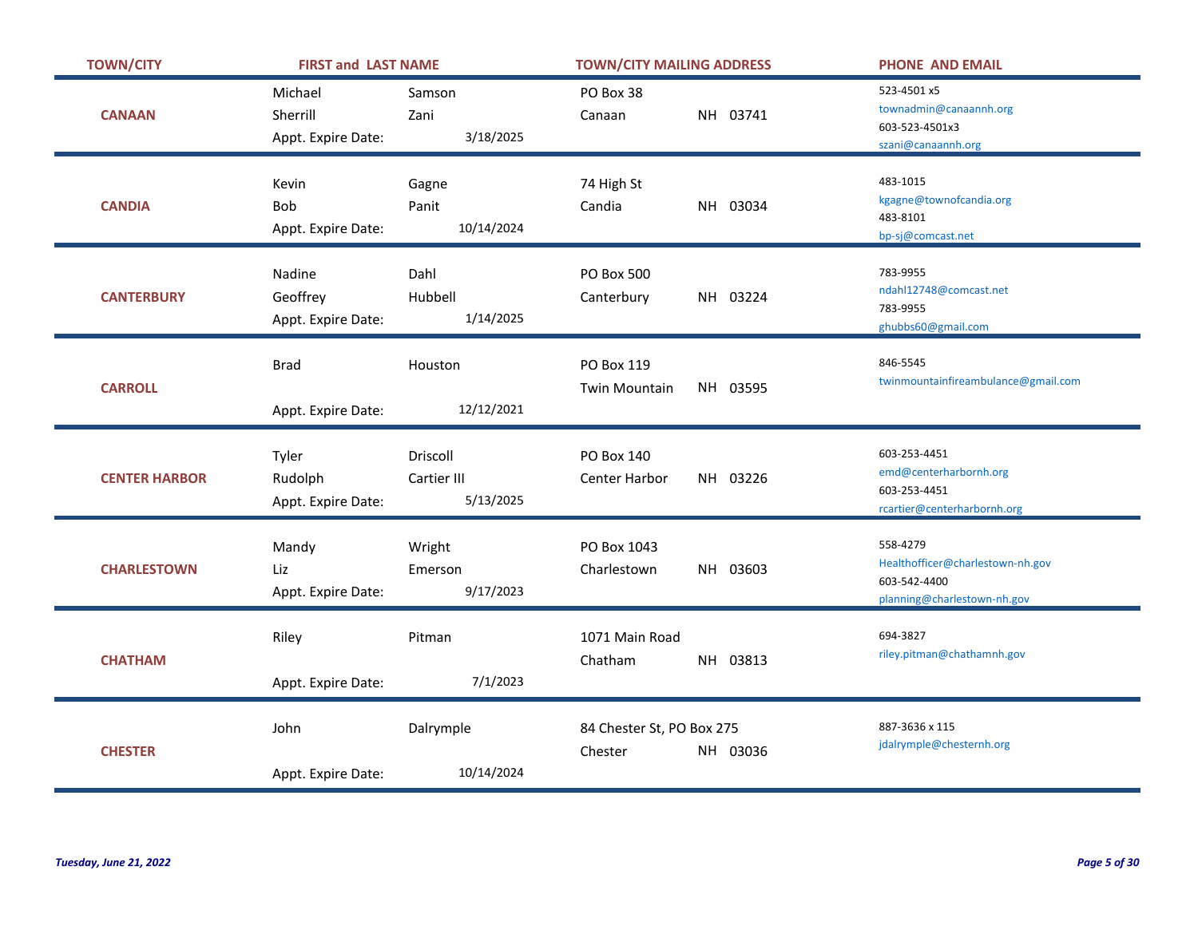| TOWN/CITY | FIRST and LAST NAME | | TOWN/CITY MAILING ADDRESS | PHONE AND EMAIL |
|---|---|---|---|---|
| CANAAN | Michael | Samson | PO Box 38 | 523-4501 x5 townadmin@canaannh.org |
| | Sherrill | Zani | Canaan NH 03741 | 603-523-4501x3 szani@canaannh.org |
| | Appt. Expire Date: | 3/18/2025 | | |
| CANDIA | Kevin | Gagne | 74 High St | 483-1015 kgagne@townofcandia.org |
| | Bob | Panit | Candia NH 03034 | 483-8101 bp-sj@comcast.net |
| | Appt. Expire Date: | 10/14/2024 | | |
| CANTERBURY | Nadine | Dahl | PO Box 500 | 783-9955 ndahl12748@comcast.net |
| | Geoffrey | Hubbell | Canterbury NH 03224 | 783-9955 ghubbs60@gmail.com |
| | Appt. Expire Date: | 1/14/2025 | | |
| CARROLL | Brad | Houston | PO Box 119 | 846-5545 twinmountainfireambulance@gmail.com |
| | | | Twin Mountain NH 03595 | |
| | Appt. Expire Date: | 12/12/2021 | | |
| CENTER HARBOR | Tyler | Driscoll | PO Box 140 | 603-253-4451 emd@centerharbornh.org |
| | Rudolph | Cartier III | Center Harbor NH 03226 | 603-253-4451 rcartier@centerharbornh.org |
| | Appt. Expire Date: | 5/13/2025 | | |
| CHARLESTOWN | Mandy | Wright | PO Box 1043 | 558-4279 Healthofficer@charlestown-nh.gov |
| | Liz | Emerson | Charlestown NH 03603 | 603-542-4400 planning@charlestown-nh.gov |
| | Appt. Expire Date: | 9/17/2023 | | |
| CHATHAM | Riley | Pitman | 1071 Main Road | 694-3827 riley.pitman@chathamnh.gov |
| | | | Chatham NH 03813 | |
| | Appt. Expire Date: | 7/1/2023 | | |
| CHESTER | John | Dalrymple | 84 Chester St, PO Box 275 | 887-3636 x 115 jdalrymple@chesternh.org |
| | | | Chester NH 03036 | |
| | Appt. Expire Date: | 10/14/2024 | | |

*Tuesday, June 21, 2022*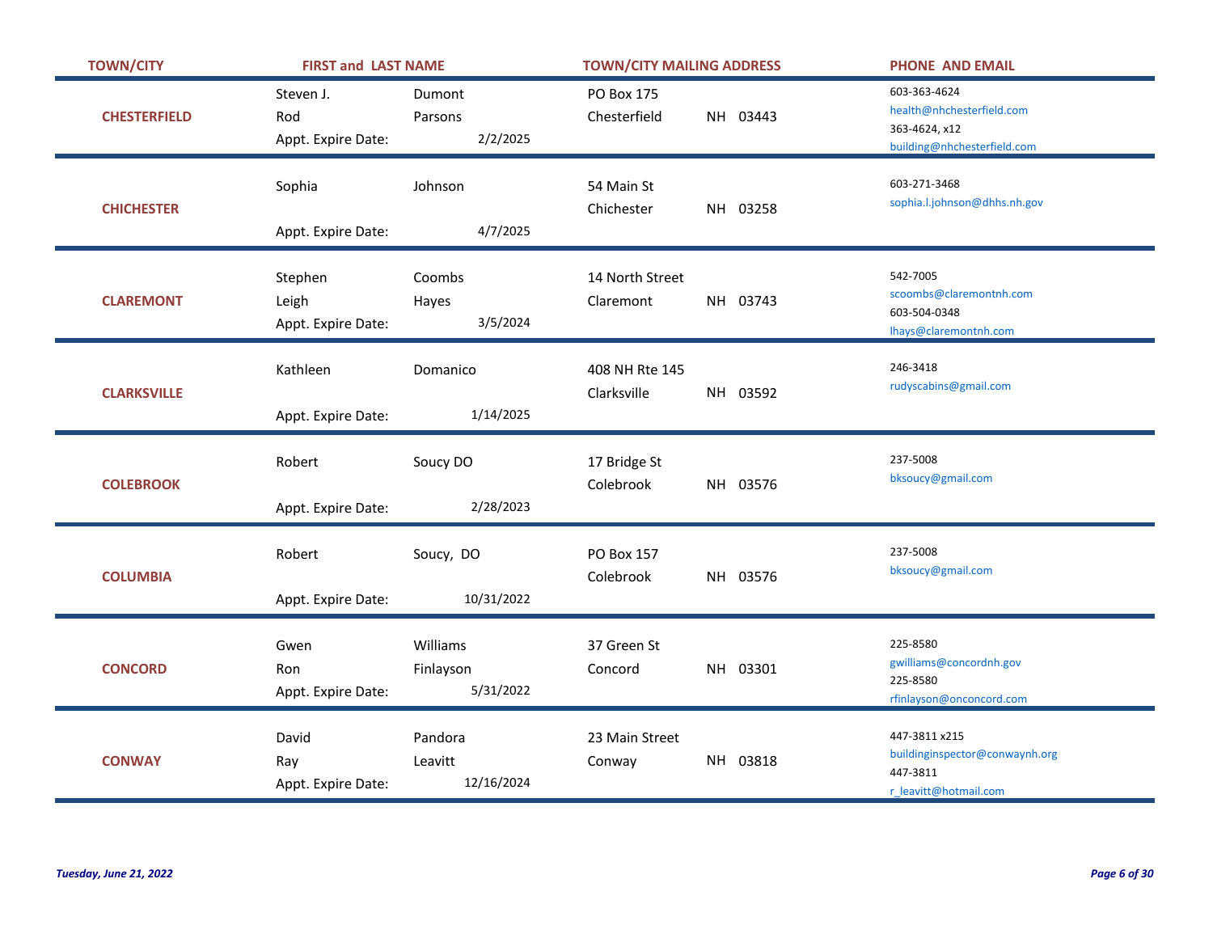| TOWN/CITY | FIRST and LAST NAME | | | TOWN/CITY MAILING ADDRESS | | | PHONE AND EMAIL |
|---|---|---|---|---|---|---|---|
| CHESTERFIELD | Steven J. | Dumont | | PO Box 175 | | | 603-363-4624<br>health@nhchesterfield.com |
| | Rod | Parsons | | Chesterfield | NH | 03443 | 363-4624, x12<br>building@nhchesterfield.com |
| | Appt. Expire Date: | | 2/2/2025 | | | | |
| CHICHESTER | Sophia | Johnson | | 54 Main St | | | 603-271-3468<br>sophia.l.johnson@dhhs.nh.gov |
| | | | | Chichester | NH | 03258 | |
| | Appt. Expire Date: | | 4/7/2025 | | | | |
| CLAREMONT | Stephen | Coombs | | 14 North Street | | | 542-7005<br>scoombs@claremontnh.com |
| | Leigh | Hayes | | Claremont | NH | 03743 | 603-504-0348<br>lhays@claremontnh.com |
| | Appt. Expire Date: | | 3/5/2024 | | | | |
| CLARKSVILLE | Kathleen | Domanico | | 408 NH Rte 145 | | | 246-3418<br>rudyscabins@gmail.com |
| | | | | Clarksville | NH | 03592 | |
| | Appt. Expire Date: | | 1/14/2025 | | | | |
| COLEBROOK | Robert | Soucy DO | | 17 Bridge St | | | 237-5008<br>bksoucy@gmail.com |
| | | | | Colebrook | NH | 03576 | |
| | Appt. Expire Date: | | 2/28/2023 | | | | |
| COLUMBIA | Robert | Soucy, DO | | PO Box 157 | | | 237-5008<br>bksoucy@gmail.com |
| | | | | Colebrook | NH | 03576 | |
| | Appt. Expire Date: | | 10/31/2022 | | | | |
| CONCORD | Gwen | Williams | | 37 Green St | | | 225-8580<br>gwilliams@concordnh.gov |
| | Ron | Finlayson | | Concord | NH | 03301 | 225-8580<br>rfinlayson@onconcord.com |
| | Appt. Expire Date: | | 5/31/2022 | | | | |
| CONWAY | David | Pandora | | 23 Main Street | | | 447-3811 x215<br>buildinginspector@conwaynh.org |
| | Ray | Leavitt | | Conway | NH | 03818 | 447-3811<br>r_leavitt@hotmail.com |
| | Appt. Expire Date: | | 12/16/2024 | | | | |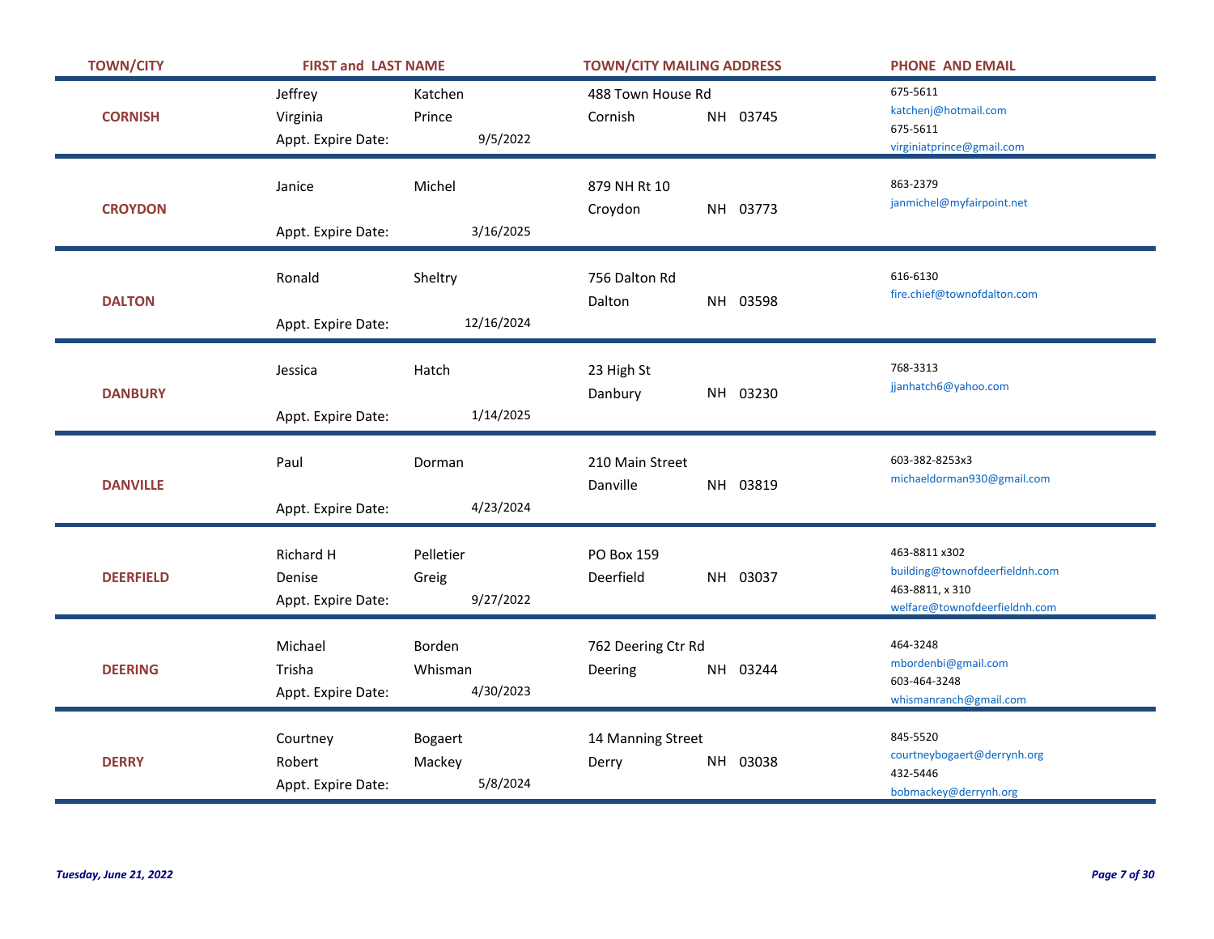| TOWN/CITY | FIRST and LAST NAME | | | TOWN/CITY MAILING ADDRESS | | | PHONE AND EMAIL |
|---|---|---|---|---|---|---|---|
| CORNISH | Jeffrey | Katchen | | 488 Town House Rd | | | 675-5611<br>katchenj@hotmail.com |
| | Virginia | Prince | | Cornish | NH | 03745 | 675-5611<br>virginiatprince@gmail.com |
| | Appt. Expire Date: | | 9/5/2022 | | | | |
| CROYDON | Janice | Michel | | 879 NH Rt 10 | | | 863-2379<br>janmichel@myfairpoint.net |
| | | | | Croydon | NH | 03773 | |
| | Appt. Expire Date: | | 3/16/2025 | | | | |
| DALTON | Ronald | Sheltry | | 756 Dalton Rd | | | 616-6130<br>fire.chief@townofdalton.com |
| | | | | Dalton | NH | 03598 | |
| | Appt. Expire Date: | | 12/16/2024 | | | | |
| DANBURY | Jessica | Hatch | | 23 High St | | | 768-3313<br>jjanhatch6@yahoo.com |
| | | | | Danbury | NH | 03230 | |
| | Appt. Expire Date: | | 1/14/2025 | | | | |
| DANVILLE | Paul | Dorman | | 210 Main Street | | | 603-382-8253x3<br>michaeldorman930@gmail.com |
| | | | | Danville | NH | 03819 | |
| | Appt. Expire Date: | | 4/23/2024 | | | | |
| DEERFIELD | Richard H | Pelletier | | PO Box 159 | | | 463-8811 x302<br>building@townofdeerfieldnh.com |
| | Denise | Greig | | Deerfield | NH | 03037 | 463-8811, x 310<br>welfare@townofdeerfieldnh.com |
| | Appt. Expire Date: | | 9/27/2022 | | | | |
| DEERING | Michael | Borden | | 762 Deering Ctr Rd | | | 464-3248<br>mbordenbi@gmail.com |
| | Trisha | Whisman | | Deering | NH | 03244 | 603-464-3248<br>whismanranch@gmail.com |
| | Appt. Expire Date: | | 4/30/2023 | | | | |
| DERRY | Courtney | Bogaert | | 14 Manning Street | | | 845-5520<br>courtneybogaert@derrynh.org |
| | Robert | Mackey | | Derry | NH | 03038 | 432-5446<br>bobmackey@derrynh.org |
| | Appt. Expire Date: | | 5/8/2024 | | | | |

*Tuesday, June 21, 2022*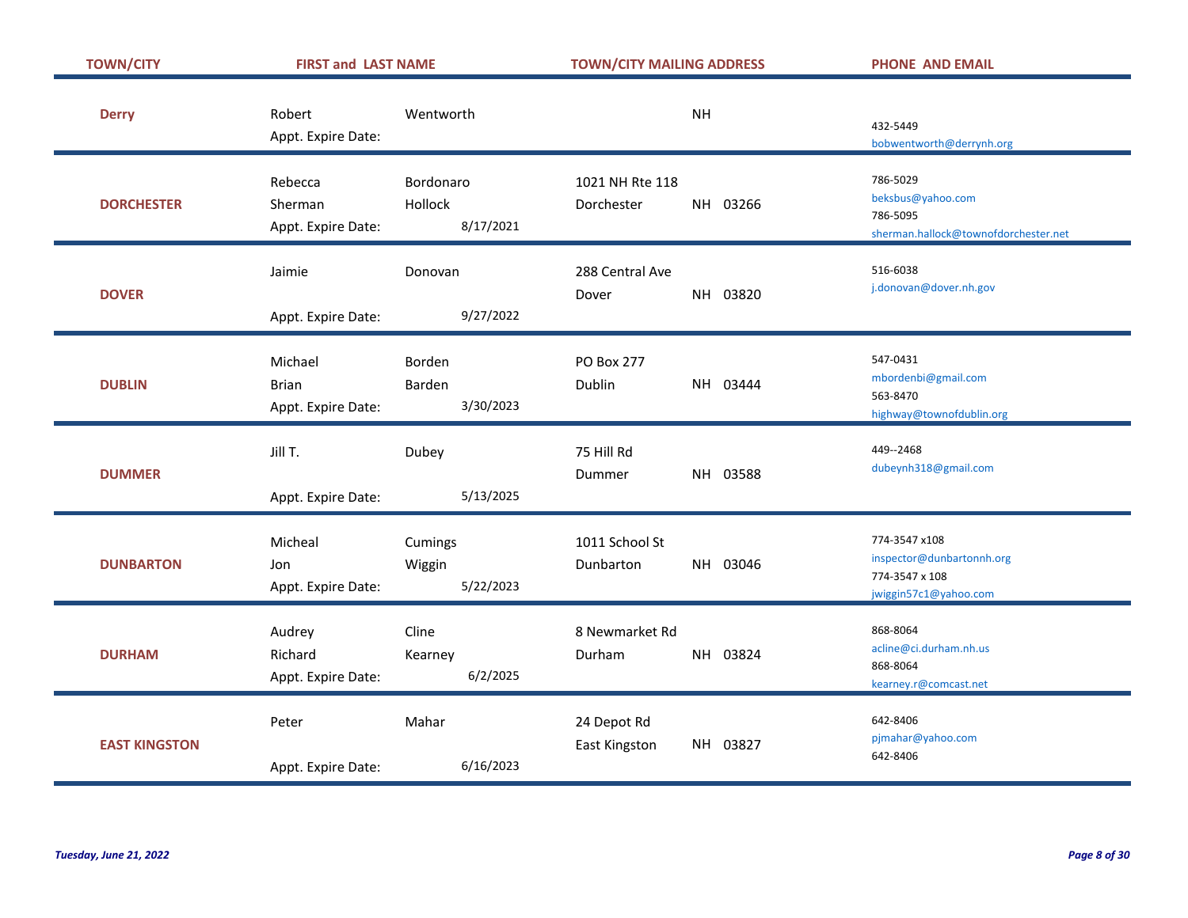| TOWN/CITY | FIRST and LAST NAME | | | TOWN/CITY MAILING ADDRESS | | | PHONE AND EMAIL |
|---|---|---|---|---|---|---|---|
| Derry | Robert | Wentworth | | | NH | | 432-5449<br>bobwentworth@derrynh.org |
| | Appt. Expire Date: | | | | | | |
| DORCHESTER | Rebecca | Bordonaro | | 1021 NH Rte 118 | | | 786-5029<br>beksbus@yahoo.com |
| | Sherman | Hollock | | Dorchester | NH | 03266 | 786-5095<br>sherman.hallock@townofdorchester.net |
| | Appt. Expire Date: | | 8/17/2021 | | | | |
| DOVER | Jaimie | Donovan | | 288 Central Ave | | | 516-6038<br>j.donovan@dover.nh.gov |
| | | | | Dover | NH | 03820 | |
| | Appt. Expire Date: | | 9/27/2022 | | | | |
| DUBLIN | Michael | Borden | | PO Box 277 | | | 547-0431<br>mbordenbi@gmail.com |
| | Brian | Barden | | Dublin | NH | 03444 | 563-8470<br>highway@townofdublin.org |
| | Appt. Expire Date: | | 3/30/2023 | | | | |
| DUMMER | Jill T. | Dubey | | 75 Hill Rd | | | 449--2468<br>dubeynh318@gmail.com |
| | | | | Dummer | NH | 03588 | |
| | Appt. Expire Date: | | 5/13/2025 | | | | |
| DUNBARTON | Micheal | Cumings | | 1011 School St | | | 774-3547 x108<br>inspector@dunbartonnh.org |
| | Jon | Wiggin | | Dunbarton | NH | 03046 | 774-3547 x 108<br>jwiggin57c1@yahoo.com |
| | Appt. Expire Date: | | 5/22/2023 | | | | |
| DURHAM | Audrey | Cline | | 8 Newmarket Rd | | | 868-8064<br>acline@ci.durham.nh.us |
| | Richard | Kearney | | Durham | NH | 03824 | 868-8064<br>kearney.r@comcast.net |
| | Appt. Expire Date: | | 6/2/2025 | | | | |
| EAST KINGSTON | Peter | Mahar | | 24 Depot Rd | | | 642-8406<br>pjmahar@yahoo.com |
| | | | | East Kingston | NH | 03827 | 642-8406 |
| | Appt. Expire Date: | | 6/16/2023 | | | | |

*Tuesday, June 21, 2022*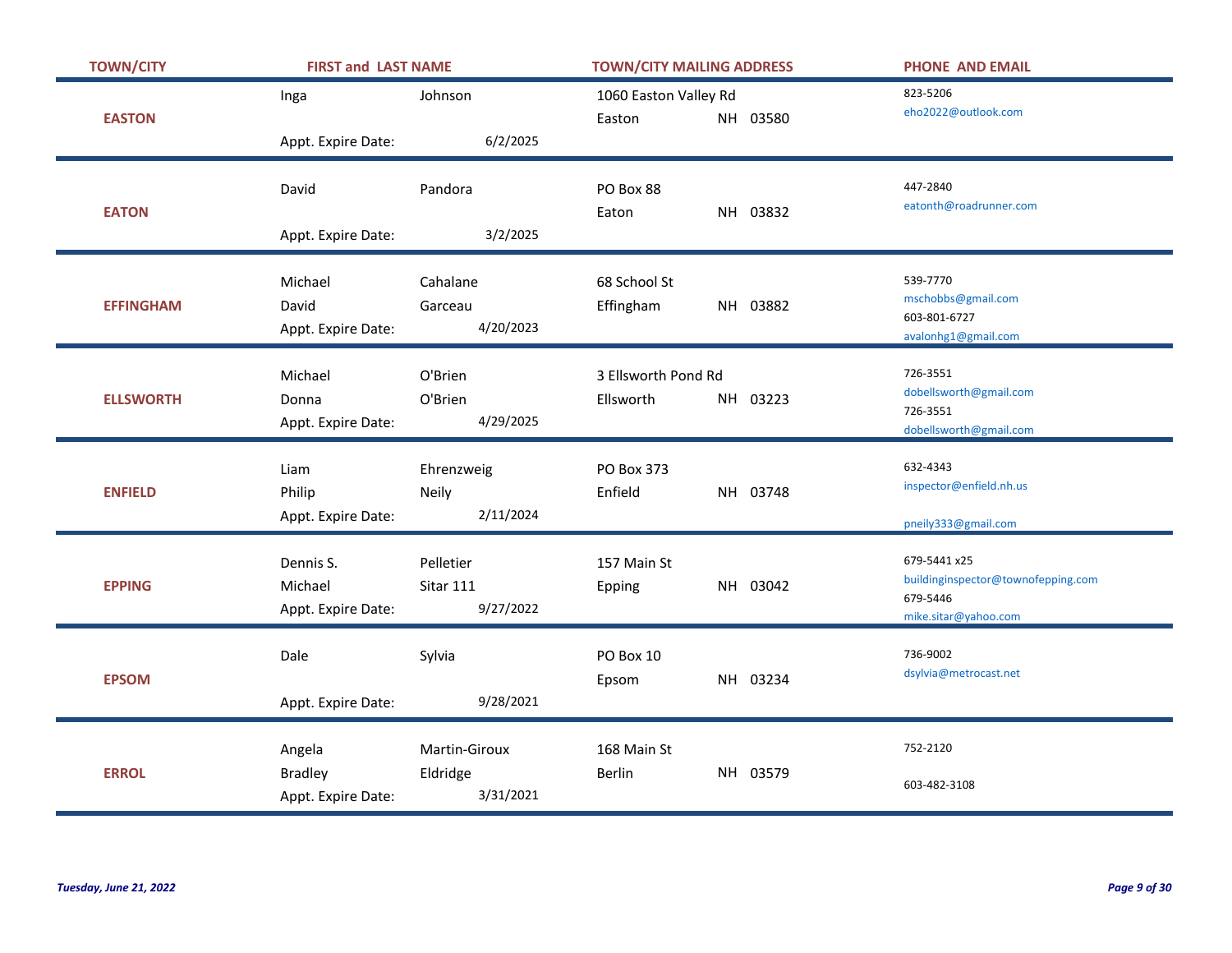| TOWN/CITY | FIRST and LAST NAME | | TOWN/CITY MAILING ADDRESS | PHONE AND EMAIL |
|---|---|---|---|---|
| EASTON | Inga | Johnson | 1060 Easton Valley Rd<br>Easton NH 03580 | 823-5206<br>eho2022@outlook.com |
| | Appt. Expire Date: | 6/2/2025 | | |
| EATON | David | Pandora | PO Box 88<br>Eaton NH 03832 | 447-2840<br>eatonth@roadrunner.com |
| | Appt. Expire Date: | 3/2/2025 | | |
| EFFINGHAM | Michael | Cahalane | 68 School St<br>Effingham NH 03882 | 539-7770<br>mschobbs@gmail.com |
| | David | Garceau | | 603-801-6727<br>avalonhg1@gmail.com |
| | Appt. Expire Date: | 4/20/2023 | | |
| ELLSWORTH | Michael | O'Brien | 3 Ellsworth Pond Rd<br>Ellsworth NH 03223 | 726-3551<br>dobellsworth@gmail.com |
| | Donna | O'Brien | | 726-3551<br>dobellsworth@gmail.com |
| | Appt. Expire Date: | 4/29/2025 | | |
| ENFIELD | Liam | Ehrenzweig | PO Box 373<br>Enfield NH 03748 | 632-4343<br>inspector@enfield.nh.us |
| | Philip | Neily | | pneily333@gmail.com |
| | Appt. Expire Date: | 2/11/2024 | | |
| EPPING | Dennis S. | Pelletier | 157 Main St<br>Epping NH 03042 | 679-5441 x25<br>buildinginspector@townofepping.com |
| | Michael | Sitar 111 | | 679-5446<br>mike.sitar@yahoo.com |
| | Appt. Expire Date: | 9/27/2022 | | |
| EPSOM | Dale | Sylvia | PO Box 10<br>Epsom NH 03234 | 736-9002<br>dsylvia@metrocast.net |
| | Appt. Expire Date: | 9/28/2021 | | |
| ERROL | Angela | Martin-Giroux | 168 Main St<br>Berlin NH 03579 | 752-2120 |
| | Bradley | Eldridge | | 603-482-3108 |
| | Appt. Expire Date: | 3/31/2021 | | |

*Tuesday, June 21, 2022*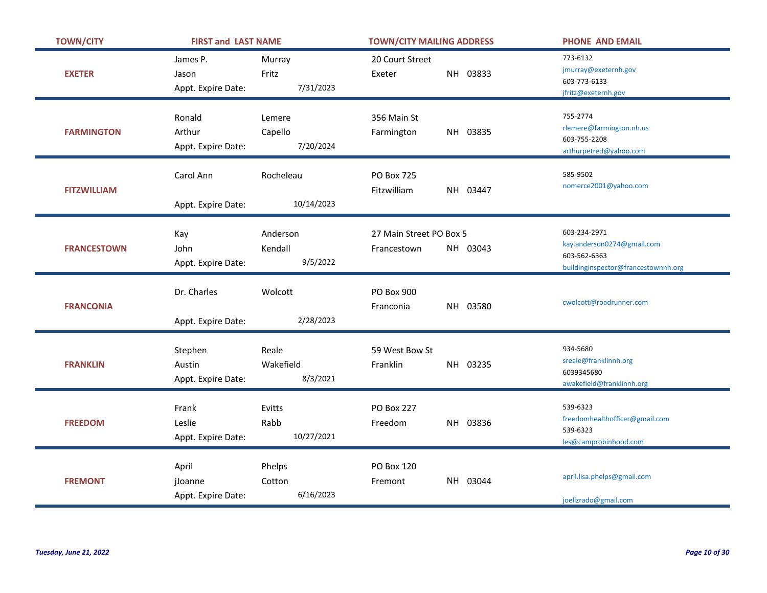| TOWN/CITY | FIRST and LAST NAME | | TOWN/CITY MAILING ADDRESS | | PHONE AND EMAIL |
|---|---|---|---|---|---|
| EXETER | James P. | Murray | 20 Court Street | | 773-6132 |
| | | | | | jmurray@exeternh.gov |
| | Jason | Fritz | Exeter | NH 03833 | 603-773-6133 |
| | Appt. Expire Date: | 7/31/2023 | | | jfritz@exeternh.gov |
| FARMINGTON | Ronald | Lemere | 356 Main St | | 755-2774 |
| | | | | | rlemere@farmington.nh.us |
| | Arthur | Capello | Farmington | NH 03835 | 603-755-2208 |
| | Appt. Expire Date: | 7/20/2024 | | | arthurpetred@yahoo.com |
| FITZWILLIAM | Carol Ann | Rocheleau | PO Box 725 | | 585-9502 |
| | | | Fitzwilliam | NH 03447 | nomerce2001@yahoo.com |
| | Appt. Expire Date: | 10/14/2023 | | | |
| FRANCESTOWN | Kay | Anderson | 27 Main Street PO Box 5 | | 603-234-2971 |
| | | | | | kay.anderson0274@gmail.com |
| | John | Kendall | Francestown | NH 03043 | 603-562-6363 |
| | Appt. Expire Date: | 9/5/2022 | | | buildinginspector@francestownnh.org |
| FRANCONIA | Dr. Charles | Wolcott | PO Box 900 | | |
| | | | Franconia | NH 03580 | cwolcott@roadrunner.com |
| | Appt. Expire Date: | 2/28/2023 | | | |
| FRANKLIN | Stephen | Reale | 59 West Bow St | | 934-5680 |
| | | | | | sreale@franklinnh.org |
| | Austin | Wakefield | Franklin | NH 03235 | 6039345680 |
| | Appt. Expire Date: | 8/3/2021 | | | awakefield@franklinnh.org |
| FREEDOM | Frank | Evitts | PO Box 227 | | 539-6323 |
| | | | | | freedomhealthofficer@gmail.com |
| | Leslie | Rabb | Freedom | NH 03836 | 539-6323 |
| | Appt. Expire Date: | 10/27/2021 | | | les@camprobinhood.com |
| FREMONT | April | Phelps | PO Box 120 | | |
| | jJoanne | Cotton | Fremont | NH 03044 | april.lisa.phelps@gmail.com |
| | Appt. Expire Date: | 6/16/2023 | | | joelizrado@gmail.com |

*Tuesday, June 21, 2022*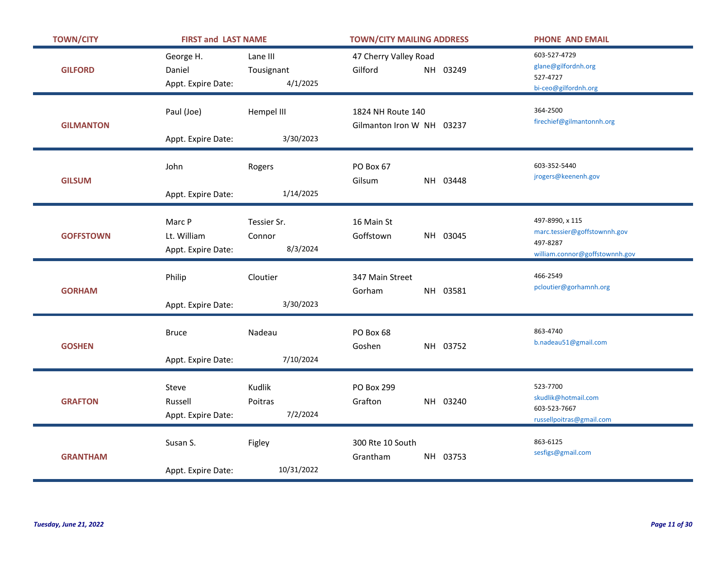| TOWN/CITY | FIRST and LAST NAME | | TOWN/CITY MAILING ADDRESS | PHONE AND EMAIL |
|---|---|---|---|---|
| GILFORD | George H. | Lane III | 47 Cherry Valley Road | 603-527-4729<br>glane@gilfordnh.org |
| | Daniel | Tousignant | Gilford NH 03249 | 527-4727<br>bi-ceo@gilfordnh.org |
| | Appt. Expire Date: | 4/1/2025 | | |
| GILMANTON | Paul (Joe) | Hempel III | 1824 NH Route 140 | 364-2500<br>firechief@gilmantonnh.org |
| | | | Gilmanton Iron W NH 03237 | |
| | Appt. Expire Date: | 3/30/2023 | | |
| GILSUM | John | Rogers | PO Box 67 | 603-352-5440<br>jrogers@keenenh.gov |
| | | | Gilsum NH 03448 | |
| | Appt. Expire Date: | 1/14/2025 | | |
| GOFFSTOWN | Marc P | Tessier Sr. | 16 Main St | 497-8990, x 115<br>marc.tessier@goffstownnh.gov |
| | Lt. William | Connor | Goffstown NH 03045 | 497-8287<br>william.connor@goffstownnh.gov |
| | Appt. Expire Date: | 8/3/2024 | | |
| GORHAM | Philip | Cloutier | 347 Main Street | 466-2549<br>pcloutier@gorhamnh.org |
| | | | Gorham NH 03581 | |
| | Appt. Expire Date: | 3/30/2023 | | |
| GOSHEN | Bruce | Nadeau | PO Box 68 | 863-4740<br>b.nadeau51@gmail.com |
| | | | Goshen NH 03752 | |
| | Appt. Expire Date: | 7/10/2024 | | |
| GRAFTON | Steve | Kudlik | PO Box 299 | 523-7700<br>skudlik@hotmail.com |
| | Russell | Poitras | Grafton NH 03240 | 603-523-7667<br>russellpoitras@gmail.com |
| | Appt. Expire Date: | 7/2/2024 | | |
| GRANTHAM | Susan S. | Figley | 300 Rte 10 South | 863-6125<br>sesfigs@gmail.com |
| | | | Grantham NH 03753 | |
| | Appt. Expire Date: | 10/31/2022 | | |

*Tuesday, June 21, 2022*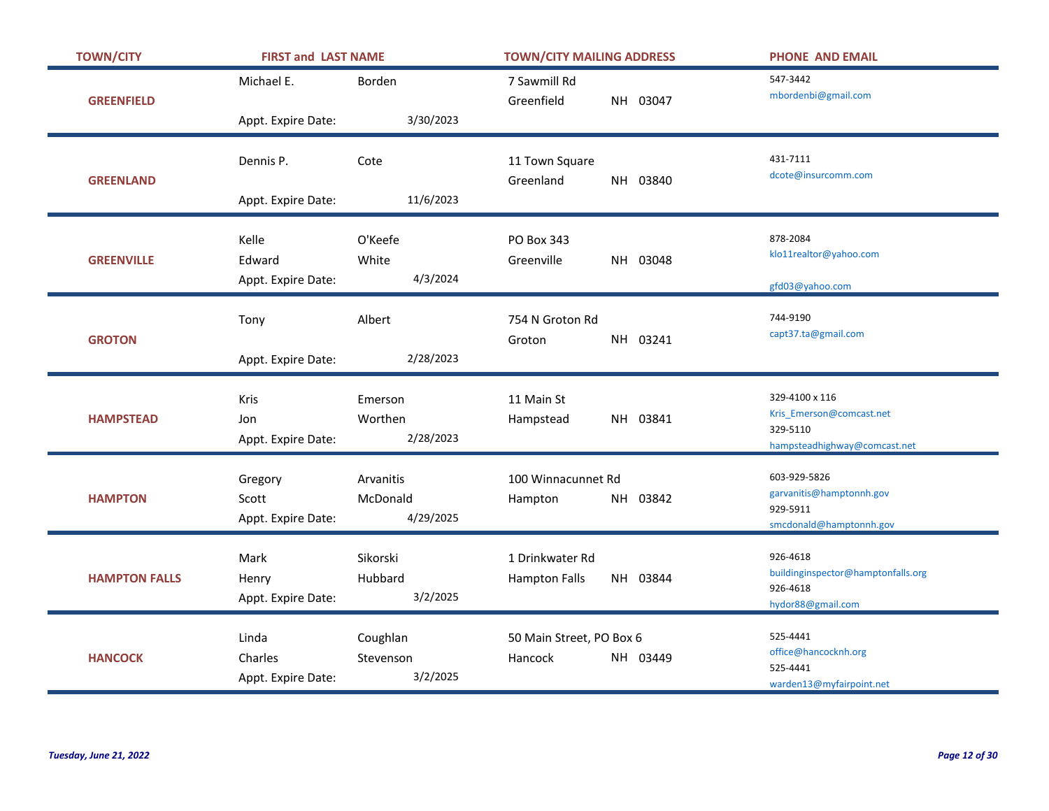| TOWN/CITY | FIRST and LAST NAME | | TOWN/CITY MAILING ADDRESS | PHONE AND EMAIL |
|---|---|---|---|---|
| GREENFIELD | Michael E. | Borden | 7 Sawmill Rd<br>Greenfield NH 03047 | 547-3442<br>mbordenbi@gmail.com |
| | Appt. Expire Date: | 3/30/2023 | | |
| GREENLAND | Dennis P. | Cote | 11 Town Square<br>Greenland NH 03840 | 431-7111<br>dcote@insurcomm.com |
| | Appt. Expire Date: | 11/6/2023 | | |
| GREENVILLE | Kelle | O'Keefe | PO Box 343<br>Greenville NH 03048 | 878-2084<br>klo11realtor@yahoo.com |
| | Edward | White | | gfd03@yahoo.com |
| | Appt. Expire Date: | 4/3/2024 | | |
| GROTON | Tony | Albert | 754 N Groton Rd<br>Groton NH 03241 | 744-9190<br>capt37.ta@gmail.com |
| | Appt. Expire Date: | 2/28/2023 | | |
| HAMPSTEAD | Kris | Emerson | 11 Main St<br>Hampstead NH 03841 | 329-4100 x 116<br>Kris_Emerson@comcast.net |
| | Jon | Worthen | | 329-5110<br>hampsteadhighway@comcast.net |
| | Appt. Expire Date: | 2/28/2023 | | |
| HAMPTON | Gregory | Arvanitis | 100 Winnacunnet Rd<br>Hampton NH 03842 | 603-929-5826<br>garvanitis@hamptonnh.gov |
| | Scott | McDonald | | 929-5911<br>smcdonald@hamptonnh.gov |
| | Appt. Expire Date: | 4/29/2025 | | |
| HAMPTON FALLS | Mark | Sikorski | 1 Drinkwater Rd<br>Hampton Falls NH 03844 | 926-4618<br>buildinginspector@hamptonfalls.org |
| | Henry | Hubbard | | 926-4618<br>hydor88@gmail.com |
| | Appt. Expire Date: | 3/2/2025 | | |
| HANCOCK | Linda | Coughlan | 50 Main Street, PO Box 6<br>Hancock NH 03449 | 525-4441<br>office@hancocknh.org |
| | Charles | Stevenson | | 525-4441<br>warden13@myfairpoint.net |
| | Appt. Expire Date: | 3/2/2025 | | |

*Tuesday, June 21, 2022*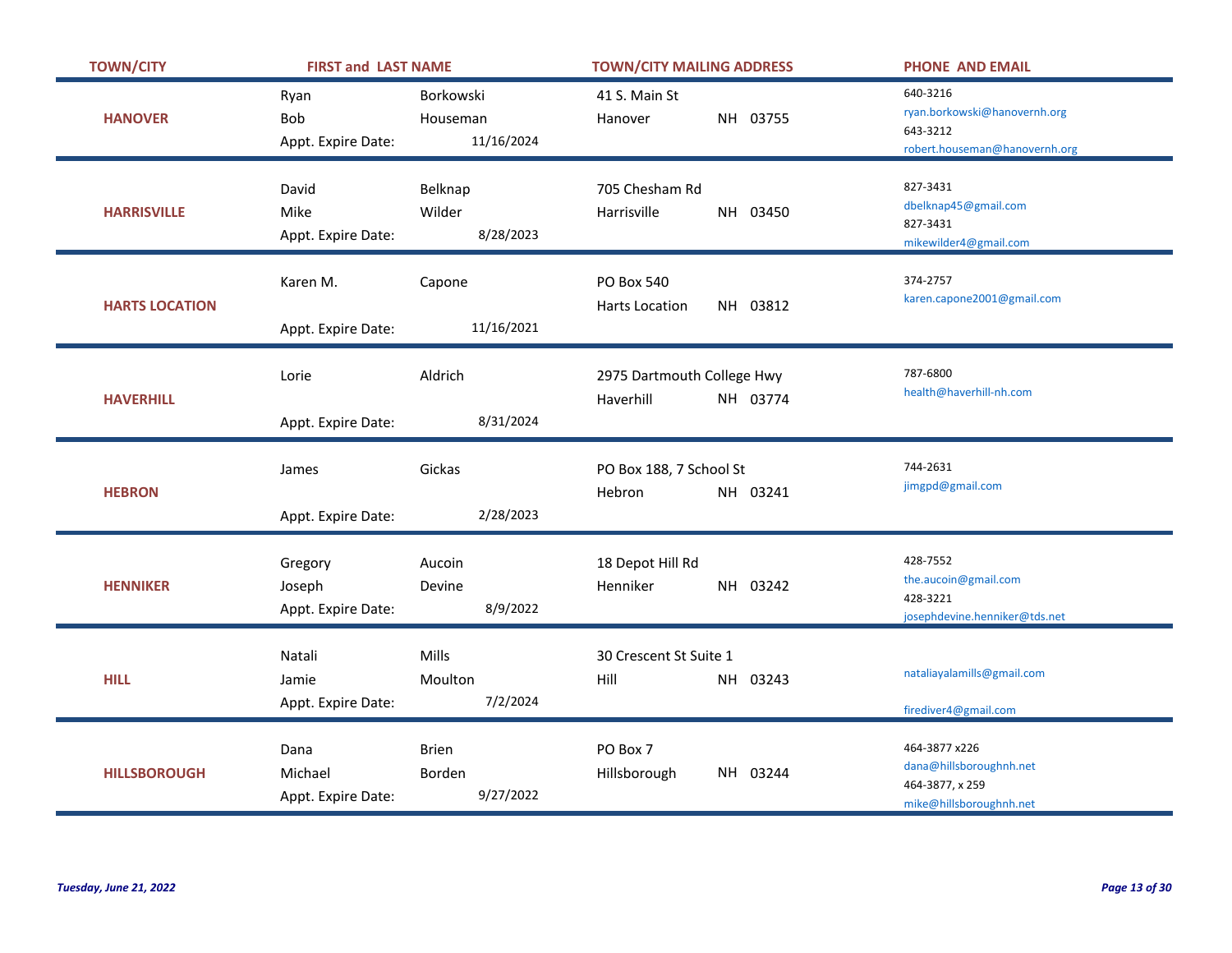| TOWN/CITY | FIRST and LAST NAME | | TOWN/CITY MAILING ADDRESS | PHONE AND EMAIL |
|---|---|---|---|---|
| HANOVER | Ryan | Borkowski | 41 S. Main St | 640-3216<br>ryan.borkowski@hanovernh.org |
| | Bob | Houseman | Hanover NH 03755 | 643-3212<br>robert.houseman@hanovernh.org |
| | Appt. Expire Date: | 11/16/2024 | | |
| HARRISVILLE | David | Belknap | 705 Chesham Rd | 827-3431<br>dbelknap45@gmail.com |
| | Mike | Wilder | Harrisville NH 03450 | 827-3431<br>mikewilder4@gmail.com |
| | Appt. Expire Date: | 8/28/2023 | | |
| HARTS LOCATION | Karen M. | Capone | PO Box 540 | 374-2757<br>karen.capone2001@gmail.com |
| | | | Harts Location NH 03812 | |
| | Appt. Expire Date: | 11/16/2021 | | |
| HAVERHILL | Lorie | Aldrich | 2975 Dartmouth College Hwy | 787-6800<br>health@haverhill-nh.com |
| | | | Haverhill NH 03774 | |
| | Appt. Expire Date: | 8/31/2024 | | |
| HEBRON | James | Gickas | PO Box 188, 7 School St | 744-2631<br>jimgpd@gmail.com |
| | | | Hebron NH 03241 | |
| | Appt. Expire Date: | 2/28/2023 | | |
| HENNIKER | Gregory | Aucoin | 18 Depot Hill Rd | 428-7552<br>the.aucoin@gmail.com |
| | Joseph | Devine | Henniker NH 03242 | 428-3221<br>josephdevine.henniker@tds.net |
| | Appt. Expire Date: | 8/9/2022 | | |
| HILL | Natali | Mills | 30 Crescent St Suite 1 | nataliayalamills@gmail.com |
| | Jamie | Moulton | Hill NH 03243 | firediver4@gmail.com |
| | Appt. Expire Date: | 7/2/2024 | | |
| HILLSBOROUGH | Dana | Brien | PO Box 7 | 464-3877 x226<br>dana@hillsboroughnh.net |
| | Michael | Borden | Hillsborough NH 03244 | 464-3877, x 259<br>mike@hillsboroughnh.net |
| | Appt. Expire Date: | 9/27/2022 | | |

*Tuesday, June 21, 2022*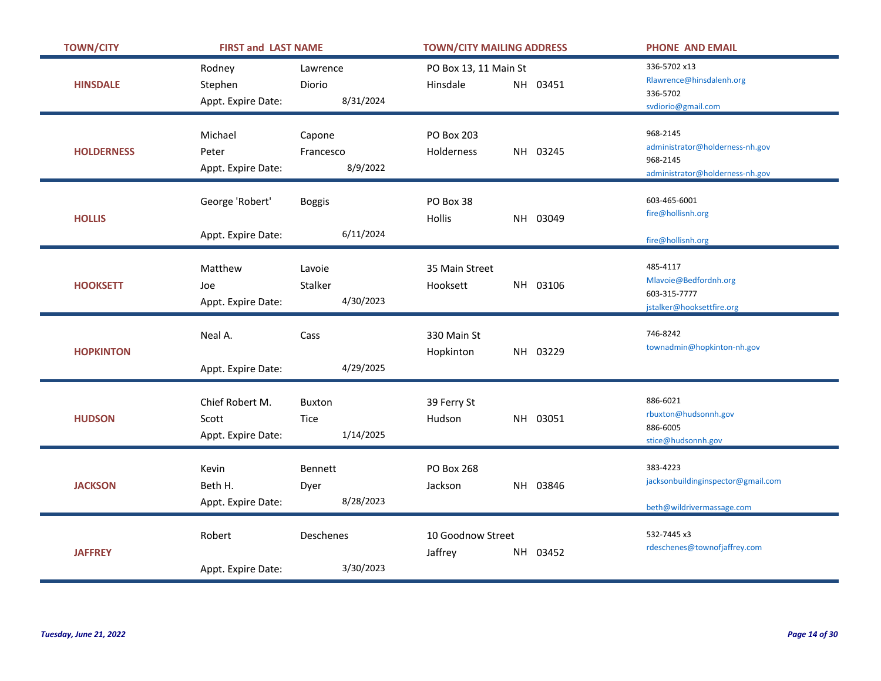| TOWN/CITY | FIRST and LAST NAME | | TOWN/CITY MAILING ADDRESS | | | PHONE AND EMAIL |
|---|---|---|---|---|---|---|
| HINSDALE | Rodney | Lawrence | PO Box 13, 11 Main St | | | 336-5702 x13<br>Rlawrence@hinsdalenh.org |
| | Stephen | Diorio | Hinsdale | NH | 03451 | 336-5702<br>svdiorio@gmail.com |
| | Appt. Expire Date: | 8/31/2024 | | | | |
| HOLDERNESS | Michael | Capone | PO Box 203 | | | 968-2145<br>administrator@holderness-nh.gov |
| | Peter | Francesco | Holderness | NH | 03245 | 968-2145<br>administrator@holderness-nh.gov |
| | Appt. Expire Date: | 8/9/2022 | | | | |
| HOLLIS | George 'Robert' | Boggis | PO Box 38 | | | 603-465-6001<br>fire@hollisnh.org |
| | | | Hollis | NH | 03049 | fire@hollisnh.org |
| | Appt. Expire Date: | 6/11/2024 | | | | |
| HOOKSETT | Matthew | Lavoie | 35 Main Street | | | 485-4117<br>Mlavoie@Bedfordnh.org |
| | Joe | Stalker | Hooksett | NH | 03106 | 603-315-7777<br>jstalker@hooksettfire.org |
| | Appt. Expire Date: | 4/30/2023 | | | | |
| HOPKINTON | Neal A. | Cass | 330 Main St | | | 746-8242<br>townadmin@hopkinton-nh.gov |
| | | | Hopkinton | NH | 03229 | |
| | Appt. Expire Date: | 4/29/2025 | | | | |
| HUDSON | Chief Robert M. | Buxton | 39 Ferry St | | | 886-6021<br>rbuxton@hudsonnh.gov |
| | Scott | Tice | Hudson | NH | 03051 | 886-6005<br>stice@hudsonnh.gov |
| | Appt. Expire Date: | 1/14/2025 | | | | |
| JACKSON | Kevin | Bennett | PO Box 268 | | | 383-4223<br>jacksonbuildinginspector@gmail.com |
| | Beth H. | Dyer | Jackson | NH | 03846 | beth@wildrivermassage.com |
| | Appt. Expire Date: | 8/28/2023 | | | | |
| JAFFREY | Robert | Deschenes | 10 Goodnow Street | | | 532-7445 x3<br>rdeschenes@townofjaffrey.com |
| | | | Jaffrey | NH | 03452 | |
| | Appt. Expire Date: | 3/30/2023 | | | | |

*Tuesday, June 21, 2022*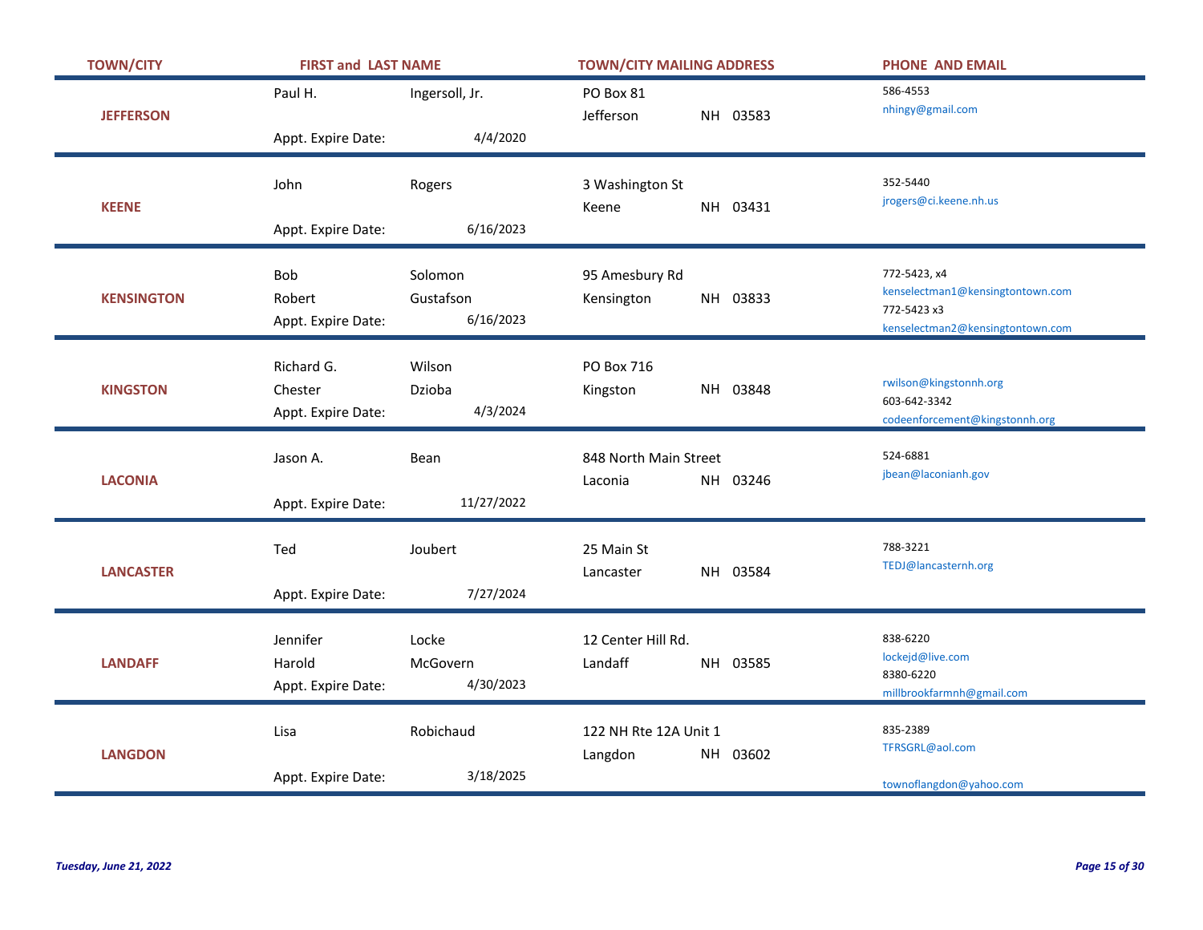| TOWN/CITY | FIRST and LAST NAME | | TOWN/CITY MAILING ADDRESS | | | PHONE AND EMAIL |
|---|---|---|---|---|---|---|
| **JEFFERSON** | Paul H. | Ingersoll, Jr. | PO Box 81 | | | 586-4553 |
| | | | Jefferson | NH | 03583 | nhingy@gmail.com |
| | Appt. Expire Date: | 4/4/2020 | | | | |
| **KEENE** | John | Rogers | 3 Washington St | | | 352-5440 |
| | | | Keene | NH | 03431 | jrogers@ci.keene.nh.us |
| | Appt. Expire Date: | 6/16/2023 | | | | |
| **KENSINGTON** | Bob | Solomon | 95 Amesbury Rd | | | 772-5423, x4 |
| | Robert | Gustafson | Kensington | NH | 03833 | kenselectman1@kensingtontown.com |
| | Appt. Expire Date: | 6/16/2023 | | | | 772-5423 x3 |
| | | | | | | kenselectman2@kensingtontown.com |
| **KINGSTON** | Richard G. | Wilson | PO Box 716 | | | |
| | Chester | Dzioba | Kingston | NH | 03848 | rwilson@kingstonnh.org |
| | Appt. Expire Date: | 4/3/2024 | | | | 603-642-3342 |
| | | | | | | codeenforcement@kingstonnh.org |
| **LACONIA** | Jason A. | Bean | 848 North Main Street | | | 524-6881 |
| | | | Laconia | NH | 03246 | jbean@laconianh.gov |
| | Appt. Expire Date: | 11/27/2022 | | | | |
| **LANCASTER** | Ted | Joubert | 25 Main St | | | 788-3221 |
| | | | Lancaster | NH | 03584 | TEDJ@lancasternh.org |
| | Appt. Expire Date: | 7/27/2024 | | | | |
| **LANDAFF** | Jennifer | Locke | 12 Center Hill Rd. | | | 838-6220 |
| | Harold | McGovern | Landaff | NH | 03585 | lockejd@live.com |
| | Appt. Expire Date: | 4/30/2023 | | | | 8380-6220 |
| | | | | | | millbrookfarmnh@gmail.com |
| **LANGDON** | Lisa | Robichaud | 122 NH Rte 12A Unit 1 | | | 835-2389 |
| | | | Langdon | NH | 03602 | TFRSGRL@aol.com |
| | Appt. Expire Date: | 3/18/2025 | | | | townoflangdon@yahoo.com |

*Tuesday, June 21, 2022*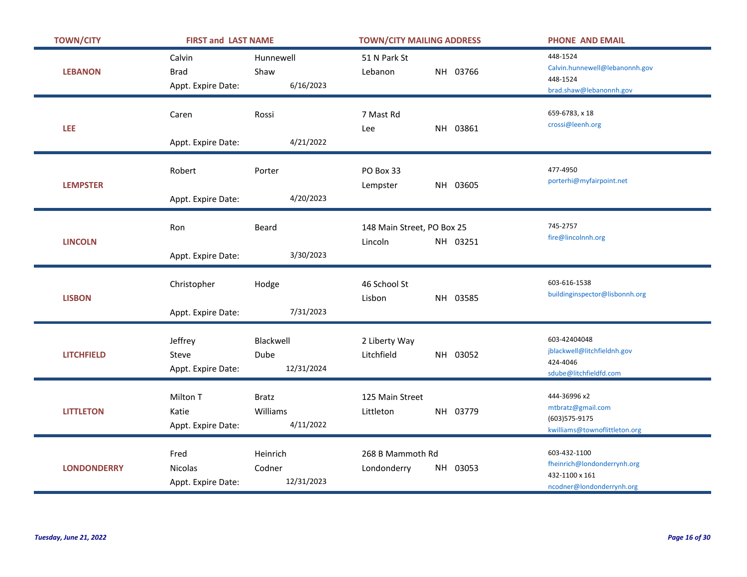| TOWN/CITY | FIRST and LAST NAME | | | TOWN/CITY MAILING ADDRESS | | | PHONE AND EMAIL |
|---|---|---|---|---|---|---|---|
| LEBANON | Calvin | Hunnewell | | 51 N Park St | | | 448-1524<br>Calvin.hunnewell@lebanonnh.gov |
| | Brad | Shaw | | Lebanon | NH | 03766 | 448-1524<br>brad.shaw@lebanonnh.gov |
| | Appt. Expire Date: | | 6/16/2023 | | | | |
| LEE | Caren | Rossi | | 7 Mast Rd | | | 659-6783, x 18<br>crossi@leenh.org |
| | | | | Lee | NH | 03861 | |
| | Appt. Expire Date: | | 4/21/2022 | | | | |
| LEMPSTER | Robert | Porter | | PO Box 33 | | | 477-4950<br>porterhi@myfairpoint.net |
| | | | | Lempster | NH | 03605 | |
| | Appt. Expire Date: | | 4/20/2023 | | | | |
| LINCOLN | Ron | Beard | | 148 Main Street, PO Box 25 | | | 745-2757<br>fire@lincolnnh.org |
| | | | | Lincoln | NH | 03251 | |
| | Appt. Expire Date: | | 3/30/2023 | | | | |
| LISBON | Christopher | Hodge | | 46 School St | | | 603-616-1538<br>buildinginspector@lisbonnh.org |
| | | | | Lisbon | NH | 03585 | |
| | Appt. Expire Date: | | 7/31/2023 | | | | |
| LITCHFIELD | Jeffrey | Blackwell | | 2 Liberty Way | | | 603-42404048<br>jblackwell@litchfieldnh.gov |
| | Steve | Dube | | Litchfield | NH | 03052 | 424-4046<br>sdube@litchfieldfd.com |
| | Appt. Expire Date: | | 12/31/2024 | | | | |
| LITTLETON | Milton T | Bratz | | 125 Main Street | | | 444-36996 x2<br>mtbratz@gmail.com |
| | Katie | Williams | | Littleton | NH | 03779 | (603)575-9175<br>kwilliams@townoflittleton.org |
| | Appt. Expire Date: | | 4/11/2022 | | | | |
| LONDONDERRY | Fred | Heinrich | | 268 B Mammoth Rd | | | 603-432-1100<br>fheinrich@londonderrynh.org |
| | Nicolas | Codner | | Londonderry | NH | 03053 | 432-1100 x 161<br>ncodner@londonderrynh.org |
| | Appt. Expire Date: | | 12/31/2023 | | | | |

*Tuesday, June 21, 2022*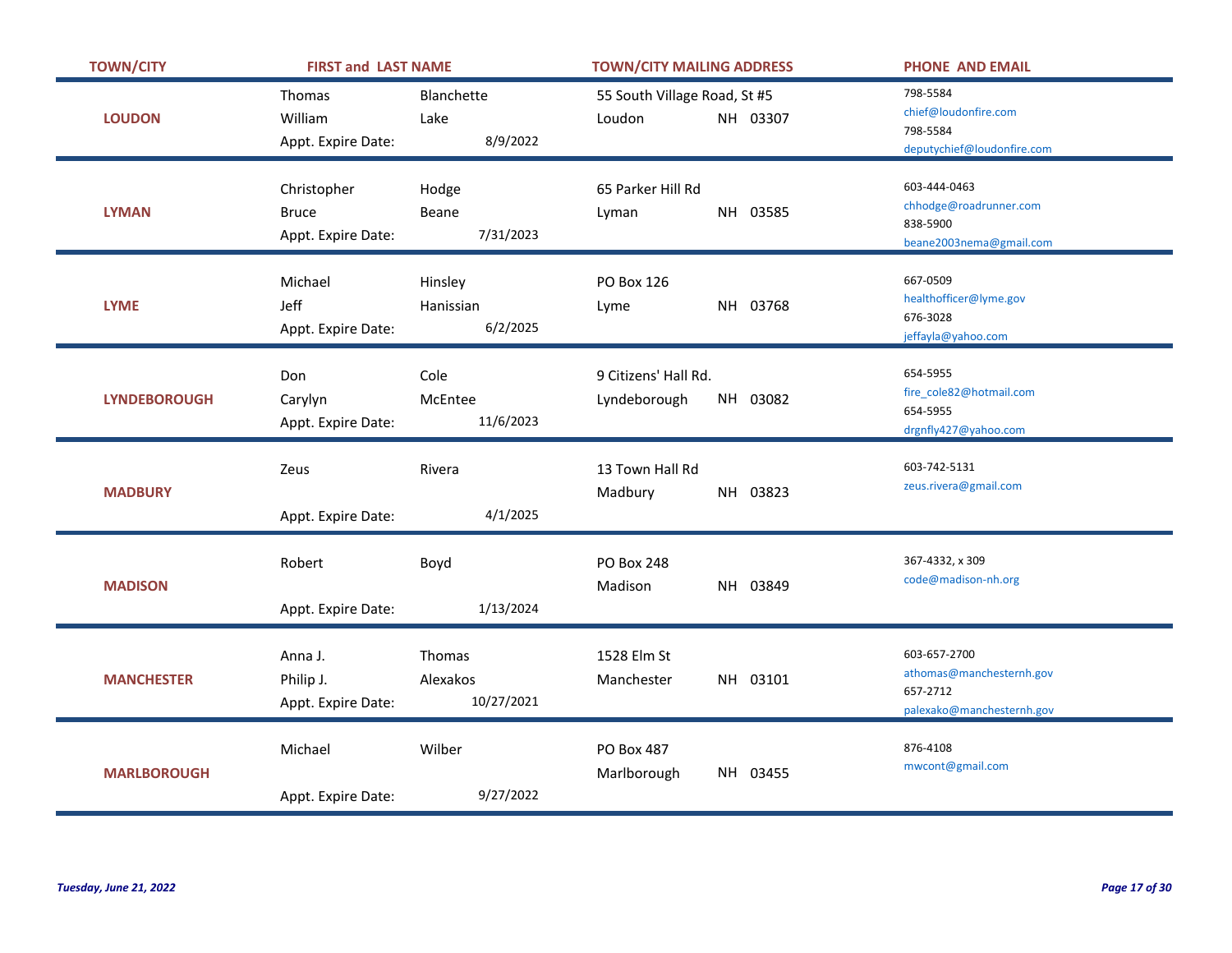| TOWN/CITY | FIRST and LAST NAME | | TOWN/CITY MAILING ADDRESS | PHONE AND EMAIL |
|---|---|---|---|---|
| LOUDON | Thomas | Blanchette | 55 South Village Road, St #5 | 798-5584<br>chief@loudonfire.com |
| | William | Lake | Loudon NH 03307 | 798-5584<br>deputychief@loudonfire.com |
| | Appt. Expire Date: | 8/9/2022 | | |
| LYMAN | Christopher | Hodge | 65 Parker Hill Rd | 603-444-0463<br>chhodge@roadrunner.com |
| | Bruce | Beane | Lyman NH 03585 | 838-5900<br>beane2003nema@gmail.com |
| | Appt. Expire Date: | 7/31/2023 | | |
| LYME | Michael | Hinsley | PO Box 126 | 667-0509<br>healthofficer@lyme.gov |
| | Jeff | Hanissian | Lyme NH 03768 | 676-3028<br>jeffayla@yahoo.com |
| | Appt. Expire Date: | 6/2/2025 | | |
| LYNDEBOROUGH | Don | Cole | 9 Citizens' Hall Rd. | 654-5955<br>fire_cole82@hotmail.com |
| | Carylyn | McEntee | Lyndeborough NH 03082 | 654-5955<br>drgnfly427@yahoo.com |
| | Appt. Expire Date: | 11/6/2023 | | |
| MADBURY | Zeus | Rivera | 13 Town Hall Rd | 603-742-5131<br>zeus.rivera@gmail.com |
| | | | Madbury NH 03823 | |
| | Appt. Expire Date: | 4/1/2025 | | |
| MADISON | Robert | Boyd | PO Box 248 | 367-4332, x 309<br>code@madison-nh.org |
| | | | Madison NH 03849 | |
| | Appt. Expire Date: | 1/13/2024 | | |
| MANCHESTER | Anna J. | Thomas | 1528 Elm St | 603-657-2700<br>athomas@manchesternh.gov |
| | Philip J. | Alexakos | Manchester NH 03101 | 657-2712<br>palexako@manchesternh.gov |
| | Appt. Expire Date: | 10/27/2021 | | |
| MARLBOROUGH | Michael | Wilber | PO Box 487 | 876-4108<br>mwcont@gmail.com |
| | | | Marlborough NH 03455 | |
| | Appt. Expire Date: | 9/27/2022 | | |

*Tuesday, June 21, 2022*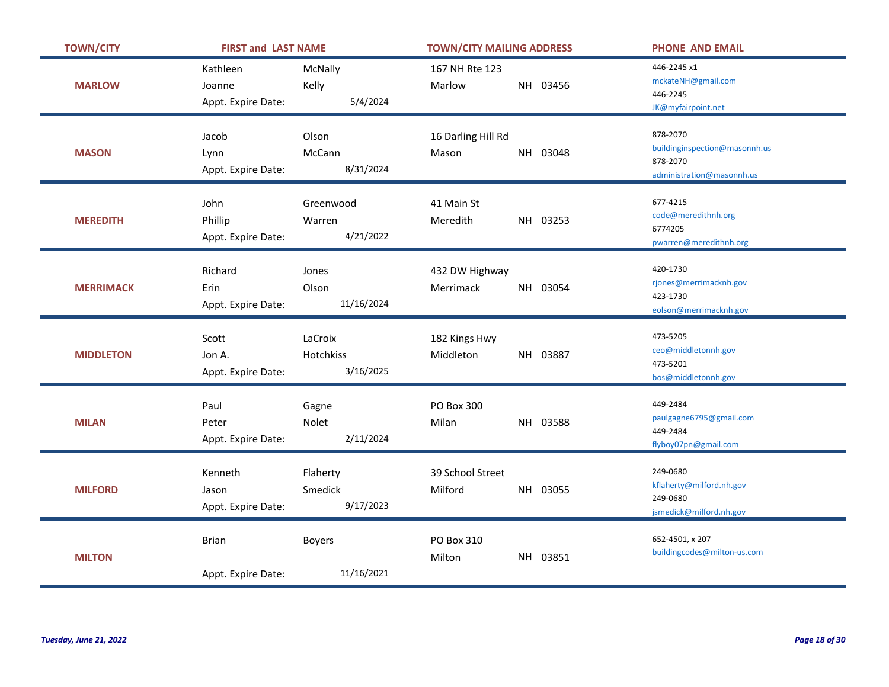| TOWN/CITY | FIRST and LAST NAME | | TOWN/CITY MAILING ADDRESS | | | PHONE AND EMAIL |
|---|---|---|---|---|---|---|
| MARLOW | Kathleen | McNally | 167 NH Rte 123 | | | 446-2245 x1 mckateNH@gmail.com |
| | Joanne | Kelly | Marlow | NH | 03456 | 446-2245 JK@myfairpoint.net |
| | Appt. Expire Date: | 5/4/2024 | | | | |
| MASON | Jacob | Olson | 16 Darling Hill Rd | | | 878-2070 buildinginspection@masonnh.us |
| | Lynn | McCann | Mason | NH | 03048 | 878-2070 administration@masonnh.us |
| | Appt. Expire Date: | 8/31/2024 | | | | |
| MEREDITH | John | Greenwood | 41 Main St | | | 677-4215 code@meredithnh.org |
| | Phillip | Warren | Meredith | NH | 03253 | 6774205 pwarren@meredithnh.org |
| | Appt. Expire Date: | 4/21/2022 | | | | |
| MERRIMACK | Richard | Jones | 432 DW Highway | | | 420-1730 rjones@merrimacknh.gov |
| | Erin | Olson | Merrimack | NH | 03054 | 423-1730 eolson@merrimacknh.gov |
| | Appt. Expire Date: | 11/16/2024 | | | | |
| MIDDLETON | Scott | LaCroix | 182 Kings Hwy | | | 473-5205 ceo@middletonnh.gov |
| | Jon A. | Hotchkiss | Middleton | NH | 03887 | 473-5201 bos@middletonnh.gov |
| | Appt. Expire Date: | 3/16/2025 | | | | |
| MILAN | Paul | Gagne | PO Box 300 | | | 449-2484 paulgagne6795@gmail.com |
| | Peter | Nolet | Milan | NH | 03588 | 449-2484 flyboy07pn@gmail.com |
| | Appt. Expire Date: | 2/11/2024 | | | | |
| MILFORD | Kenneth | Flaherty | 39 School Street | | | 249-0680 kflaherty@milford.nh.gov |
| | Jason | Smedick | Milford | NH | 03055 | 249-0680 jsmedick@milford.nh.gov |
| | Appt. Expire Date: | 9/17/2023 | | | | |
| MILTON | Brian | Boyers | PO Box 310 | | | 652-4501, x 207 buildingcodes@milton-us.com |
| | | | Milton | NH | 03851 | |
| | Appt. Expire Date: | 11/16/2021 | | | | |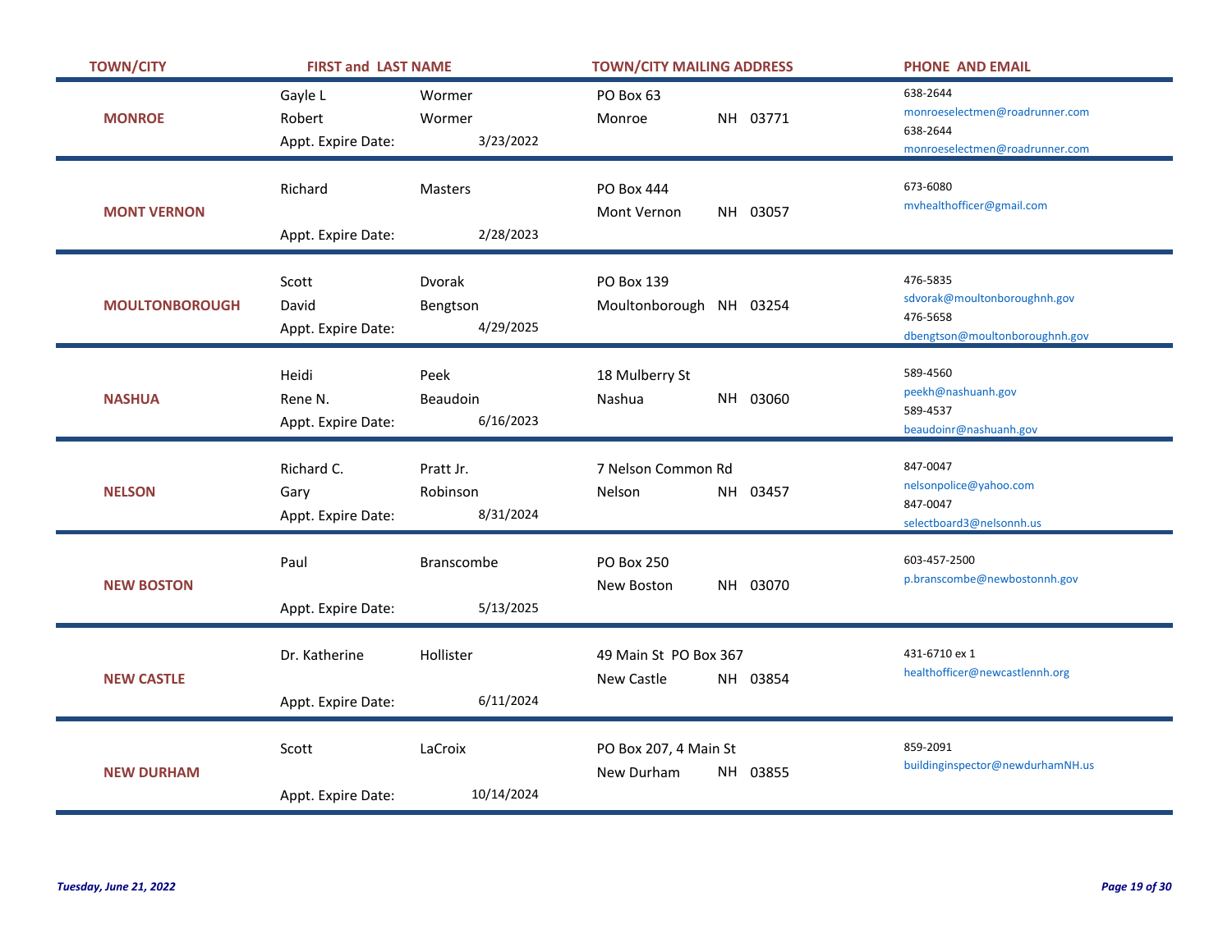| TOWN/CITY | FIRST and LAST NAME | | TOWN/CITY MAILING ADDRESS | | PHONE AND EMAIL |
|---|---|---|---|---|---|
| MONROE | Gayle L | Wormer | PO Box 63 | | 638-2644<br>monroeselectmen@roadrunner.com |
| | Robert | Wormer | Monroe | NH 03771 | 638-2644<br>monroeselectmen@roadrunner.com |
| | Appt. Expire Date: | 3/23/2022 | | | |
| MONT VERNON | Richard | Masters | PO Box 444 | | 673-6080<br>mvhealthofficer@gmail.com |
| | | | Mont Vernon | NH 03057 | |
| | Appt. Expire Date: | 2/28/2023 | | | |
| MOULTONBOROUGH | Scott | Dvorak | PO Box 139 | | 476-5835<br>sdvorak@moultonboroughnh.gov |
| | David | Bengtson | Moultonborough | NH 03254 | 476-5658<br>dbengtson@moultonboroughnh.gov |
| | Appt. Expire Date: | 4/29/2025 | | | |
| NASHUA | Heidi | Peek | 18 Mulberry St | | 589-4560<br>peekh@nashuanh.gov |
| | Rene N. | Beaudoin | Nashua | NH 03060 | 589-4537<br>beaudoinr@nashuanh.gov |
| | Appt. Expire Date: | 6/16/2023 | | | |
| NELSON | Richard C. | Pratt Jr. | 7 Nelson Common Rd | | 847-0047<br>nelsonpolice@yahoo.com |
| | Gary | Robinson | Nelson | NH 03457 | 847-0047<br>selectboard3@nelsonnh.us |
| | Appt. Expire Date: | 8/31/2024 | | | |
| NEW BOSTON | Paul | Branscombe | PO Box 250 | | 603-457-2500<br>p.branscombe@newbostonnh.gov |
| | | | New Boston | NH 03070 | |
| | Appt. Expire Date: | 5/13/2025 | | | |
| NEW CASTLE | Dr. Katherine | Hollister | 49 Main St PO Box 367 | | 431-6710 ex 1<br>healthofficer@newcastlennh.org |
| | | | New Castle | NH 03854 | |
| | Appt. Expire Date: | 6/11/2024 | | | |
| NEW DURHAM | Scott | LaCroix | PO Box 207, 4 Main St | | 859-2091<br>buildinginspector@newdurhamNH.us |
| | | | New Durham | NH 03855 | |
| | Appt. Expire Date: | 10/14/2024 | | | |

*Tuesday, June 21, 2022*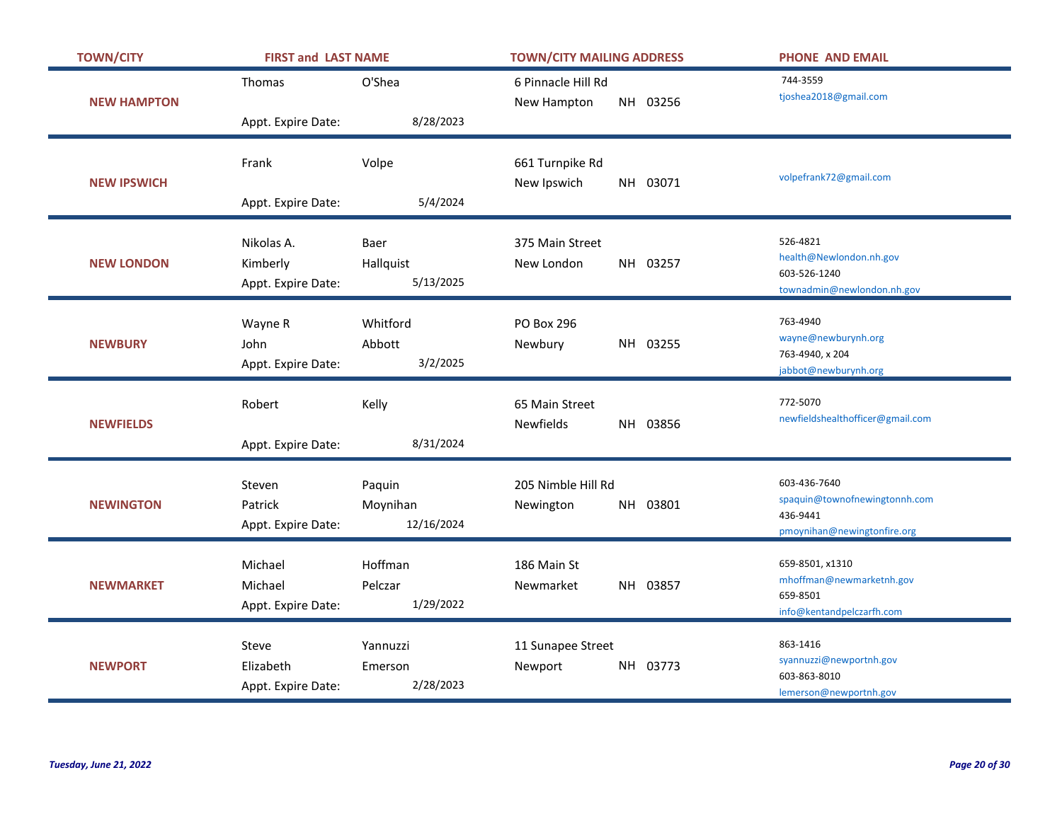| TOWN/CITY | FIRST and LAST NAME | | TOWN/CITY MAILING ADDRESS | PHONE AND EMAIL |
|---|---|---|---|---|
| NEW HAMPTON | Thomas | O'Shea | 6 Pinnacle Hill Rd<br>New Hampton NH 03256 | 744-3559<br>tjoshea2018@gmail.com |
| | Appt. Expire Date: | 8/28/2023 | | |
| NEW IPSWICH | Frank | Volpe | 661 Turnpike Rd<br>New Ipswich NH 03071 | volpefrank72@gmail.com |
| | Appt. Expire Date: | 5/4/2024 | | |
| NEW LONDON | Nikolas A.<br>Kimberly | Baer<br>Hallquist | 375 Main Street<br>New London NH 03257 | 526-4821<br>health@Newlondon.nh.gov<br>603-526-1240<br>townadmin@newlondon.nh.gov |
| | Appt. Expire Date: | 5/13/2025 | | |
| NEWBURY | Wayne R<br>John | Whitford<br>Abbott | PO Box 296<br>Newbury NH 03255 | 763-4940<br>wayne@newburynh.org<br>763-4940, x 204<br>jabbot@newburynh.org |
| | Appt. Expire Date: | 3/2/2025 | | |
| NEWFIELDS | Robert | Kelly | 65 Main Street<br>Newfields NH 03856 | 772-5070<br>newfieldshealthofficer@gmail.com |
| | Appt. Expire Date: | 8/31/2024 | | |
| NEWINGTON | Steven<br>Patrick | Paquin<br>Moynihan | 205 Nimble Hill Rd<br>Newington NH 03801 | 603-436-7640<br>spaquin@townofnewingtonnh.com<br>436-9441<br>pmoynihan@newingtonfire.org |
| | Appt. Expire Date: | 12/16/2024 | | |
| NEWMARKET | Michael<br>Michael | Hoffman<br>Pelczar | 186 Main St<br>Newmarket NH 03857 | 659-8501, x1310<br>mhoffman@newmarketnh.gov<br>659-8501<br>info@kentandpelczarfh.com |
| | Appt. Expire Date: | 1/29/2022 | | |
| NEWPORT | Steve<br>Elizabeth | Yannuzzi<br>Emerson | 11 Sunapee Street<br>Newport NH 03773 | 863-1416<br>syannuzzi@newportnh.gov<br>603-863-8010<br>lemerson@newportnh.gov |
| | Appt. Expire Date: | 2/28/2023 | | |

*Tuesday, June 21, 2022*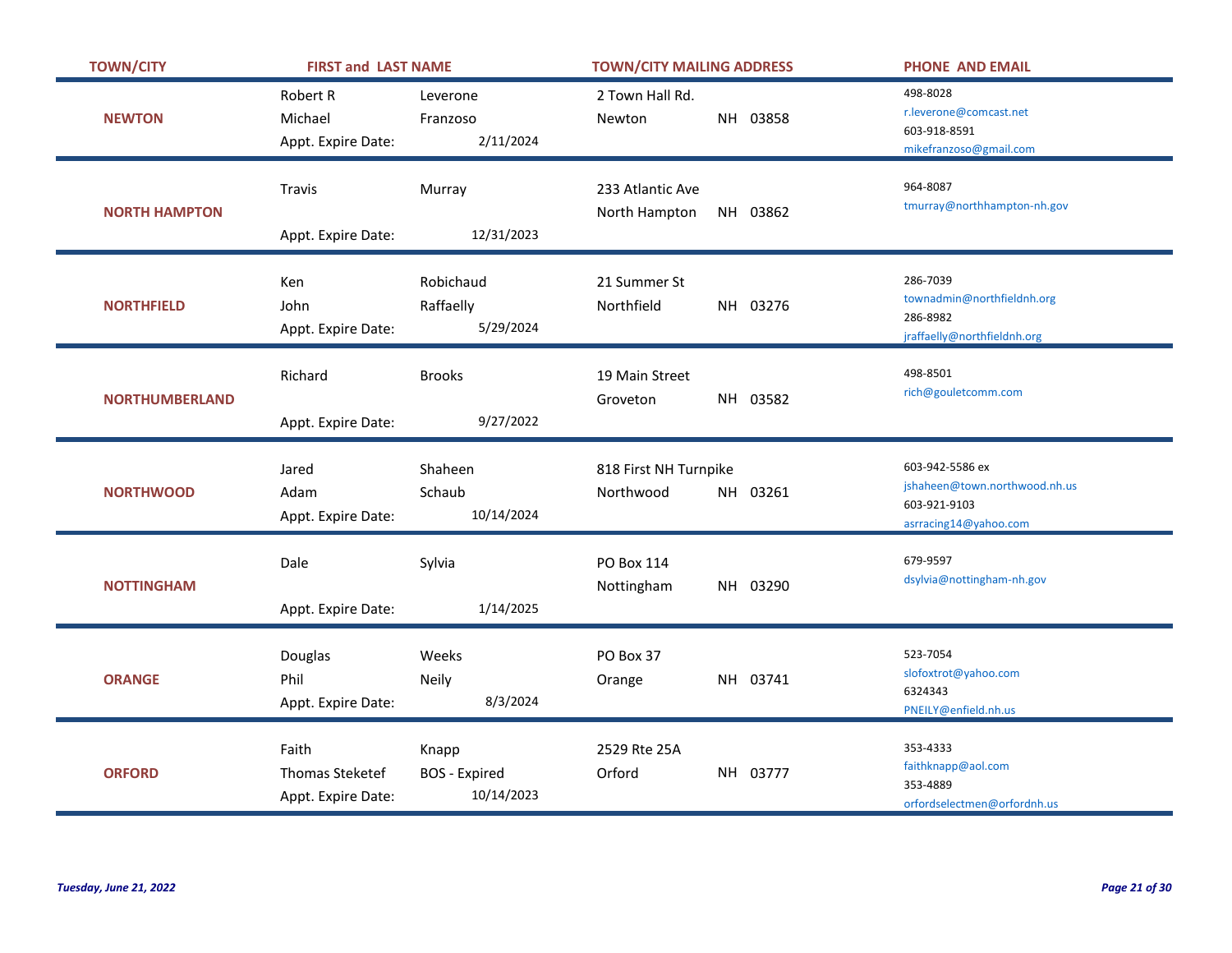| TOWN/CITY | FIRST and LAST NAME | | TOWN/CITY MAILING ADDRESS | | PHONE AND EMAIL |
|---|---|---|---|---|---|
| NEWTON | Robert R | Leverone | 2 Town Hall Rd. | | 498-8028<br>r.leverone@comcast.net |
| | Michael | Franzoso | Newton | NH 03858 | 603-918-8591<br>mikefranzoso@gmail.com |
| | Appt. Expire Date: | 2/11/2024 | | | |
| NORTH HAMPTON | Travis | Murray | 233 Atlantic Ave | | 964-8087<br>tmurray@northhampton-nh.gov |
| | | | North Hampton | NH 03862 | |
| | Appt. Expire Date: | 12/31/2023 | | | |
| NORTHFIELD | Ken | Robichaud | 21 Summer St | | 286-7039<br>townadmin@northfieldnh.org |
| | John | Raffaelly | Northfield | NH 03276 | 286-8982<br>jraffaelly@northfieldnh.org |
| | Appt. Expire Date: | 5/29/2024 | | | |
| NORTHUMBERLAND | Richard | Brooks | 19 Main Street | | 498-8501<br>rich@gouletcomm.com |
| | | | Groveton | NH 03582 | |
| | Appt. Expire Date: | 9/27/2022 | | | |
| NORTHWOOD | Jared | Shaheen | 818 First NH Turnpike | | 603-942-5586 ex<br>jshaheen@town.northwood.nh.us |
| | Adam | Schaub | Northwood | NH 03261 | 603-921-9103<br>asrracing14@yahoo.com |
| | Appt. Expire Date: | 10/14/2024 | | | |
| NOTTINGHAM | Dale | Sylvia | PO Box 114 | | 679-9597<br>dsylvia@nottingham-nh.gov |
| | | | Nottingham | NH 03290 | |
| | Appt. Expire Date: | 1/14/2025 | | | |
| ORANGE | Douglas | Weeks | PO Box 37 | | 523-7054<br>slofoxtrot@yahoo.com |
| | Phil | Neily | Orange | NH 03741 | 6324343<br>PNEILY@enfield.nh.us |
| | Appt. Expire Date: | 8/3/2024 | | | |
| ORFORD | Faith | Knapp | 2529 Rte 25A | | 353-4333<br>faithknapp@aol.com |
| | Thomas Steketef | BOS - Expired | Orford | NH 03777 | 353-4889<br>orfordselectmen@orfordnh.us |
| | Appt. Expire Date: | 10/14/2023 | | | |

*Tuesday, June 21, 2022*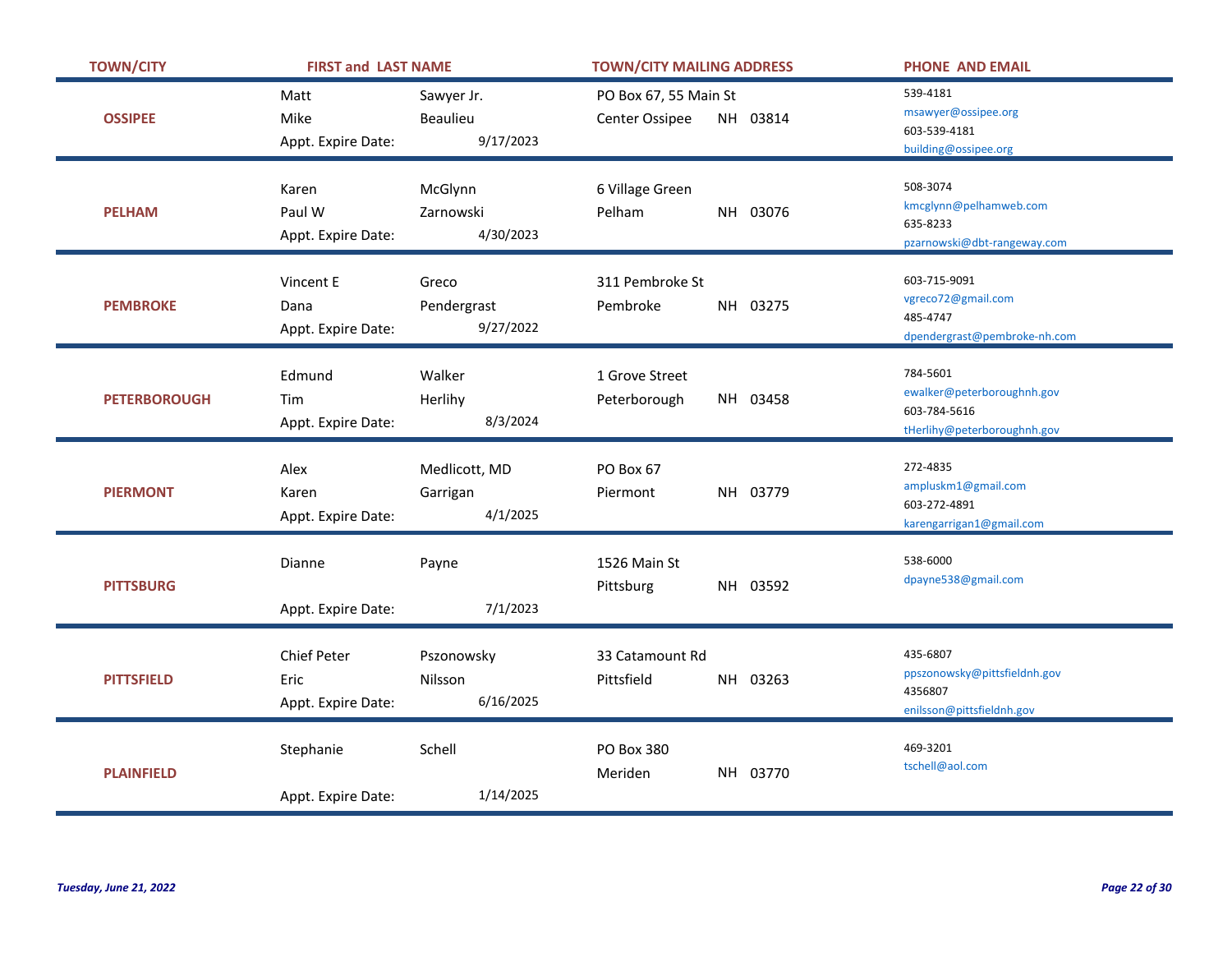| TOWN/CITY | FIRST and LAST NAME | | TOWN/CITY MAILING ADDRESS | | | PHONE AND EMAIL |
|---|---|---|---|---|---|---|
| OSSIPEE | Matt | Sawyer Jr. | PO Box 67, 55 Main St | | | 539-4181 |
| | | | | | | msawyer@ossipee.org |
| | Mike | Beaulieu | Center Ossipee | NH | 03814 | 603-539-4181 |
| | Appt. Expire Date: | 9/17/2023 | | | | building@ossipee.org |
| PELHAM | Karen | McGlynn | 6 Village Green | | | 508-3074 |
| | | | | | | kmcglynn@pelhamweb.com |
| | Paul W | Zarnowski | Pelham | NH | 03076 | 635-8233 |
| | Appt. Expire Date: | 4/30/2023 | | | | pzarnowski@dbt-rangeway.com |
| PEMBROKE | Vincent E | Greco | 311 Pembroke St | | | 603-715-9091 |
| | | | | | | vgreco72@gmail.com |
| | Dana | Pendergrast | Pembroke | NH | 03275 | 485-4747 |
| | Appt. Expire Date: | 9/27/2022 | | | | dpendergrast@pembroke-nh.com |
| PETERBOROUGH | Edmund | Walker | 1 Grove Street | | | 784-5601 |
| | | | | | | ewalker@peterboroughnh.gov |
| | Tim | Herlihy | Peterborough | NH | 03458 | 603-784-5616 |
| | Appt. Expire Date: | 8/3/2024 | | | | tHerlihy@peterboroughnh.gov |
| PIERMONT | Alex | Medlicott, MD | PO Box 67 | | | 272-4835 |
| | | | | | | ampluskm1@gmail.com |
| | Karen | Garrigan | Piermont | NH | 03779 | 603-272-4891 |
| | Appt. Expire Date: | 4/1/2025 | | | | karengarrigan1@gmail.com |
| PITTSBURG | Dianne | Payne | 1526 Main St | | | 538-6000 |
| | | | Pittsburg | NH | 03592 | dpayne538@gmail.com |
| | Appt. Expire Date: | 7/1/2023 | | | | |
| PITTSFIELD | Chief Peter | Pszonowsky | 33 Catamount Rd | | | 435-6807 |
| | | | | | | ppszonowsky@pittsfieldnh.gov |
| | Eric | Nilsson | Pittsfield | NH | 03263 | 4356807 |
| | Appt. Expire Date: | 6/16/2025 | | | | enilsson@pittsfieldnh.gov |
| PLAINFIELD | Stephanie | Schell | PO Box 380 | | | 469-3201 |
| | | | Meriden | NH | 03770 | tschell@aol.com |
| | Appt. Expire Date: | 1/14/2025 | | | | |

*Tuesday, June 21, 2022*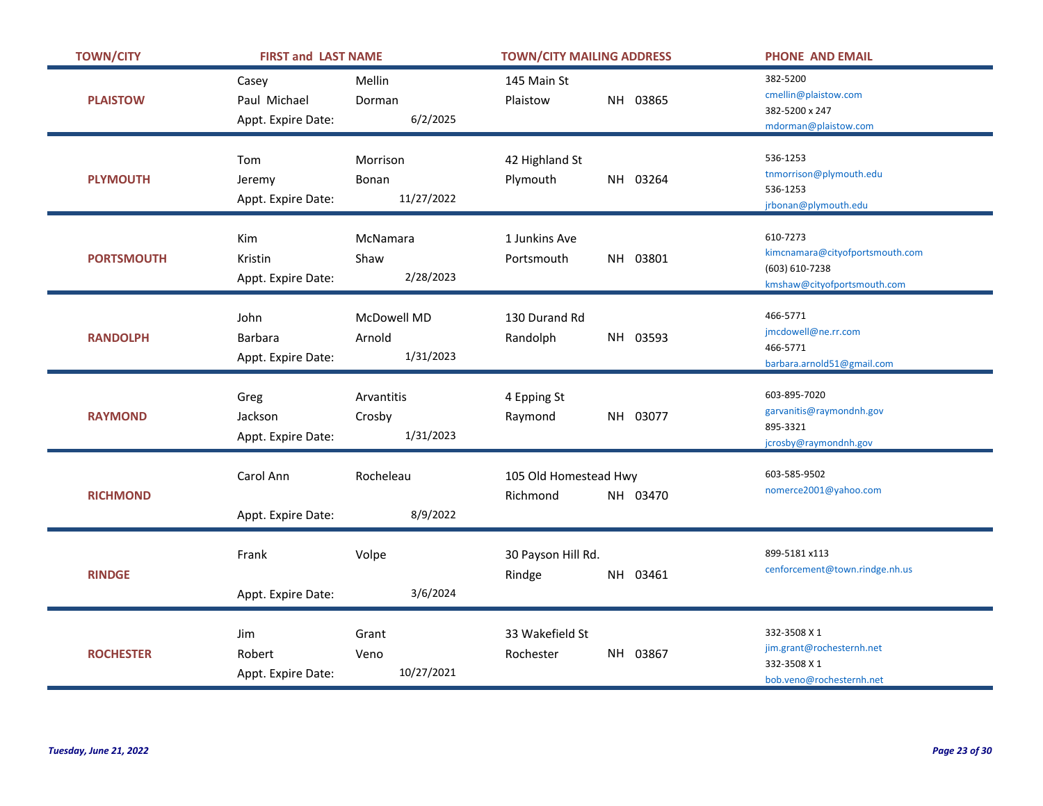| TOWN/CITY | FIRST and LAST NAME | | TOWN/CITY MAILING ADDRESS | | PHONE AND EMAIL |
|---|---|---|---|---|---|
| PLAISTOW | Casey | Mellin | 145 Main St | | 382-5200<br>cmellin@plaistow.com |
| | Paul Michael | Dorman | Plaistow | NH 03865 | 382-5200 x 247<br>mdorman@plaistow.com |
| | Appt. Expire Date: | 6/2/2025 | | | |
| PLYMOUTH | Tom | Morrison | 42 Highland St | | 536-1253<br>tnmorrison@plymouth.edu |
| | Jeremy | Bonan | Plymouth | NH 03264 | 536-1253<br>jrbonan@plymouth.edu |
| | Appt. Expire Date: | 11/27/2022 | | | |
| PORTSMOUTH | Kim | McNamara | 1 Junkins Ave | | 610-7273<br>kimcnamara@cityofportsmouth.com |
| | Kristin | Shaw | Portsmouth | NH 03801 | (603) 610-7238<br>kmshaw@cityofportsmouth.com |
| | Appt. Expire Date: | 2/28/2023 | | | |
| RANDOLPH | John | McDowell MD | 130 Durand Rd | | 466-5771<br>jmcdowell@ne.rr.com |
| | Barbara | Arnold | Randolph | NH 03593 | 466-5771<br>barbara.arnold51@gmail.com |
| | Appt. Expire Date: | 1/31/2023 | | | |
| RAYMOND | Greg | Arvantitis | 4 Epping St | | 603-895-7020<br>garvanitis@raymondnh.gov |
| | Jackson | Crosby | Raymond | NH 03077 | 895-3321<br>jcrosby@raymondnh.gov |
| | Appt. Expire Date: | 1/31/2023 | | | |
| RICHMOND | Carol Ann | Rocheleau | 105 Old Homestead Hwy | | 603-585-9502<br>nomerce2001@yahoo.com |
| | | | Richmond | NH 03470 | |
| | Appt. Expire Date: | 8/9/2022 | | | |
| RINDGE | Frank | Volpe | 30 Payson Hill Rd. | | 899-5181 x113<br>cenforcement@town.rindge.nh.us |
| | | | Rindge | NH 03461 | |
| | Appt. Expire Date: | 3/6/2024 | | | |
| ROCHESTER | Jim | Grant | 33 Wakefield St | | 332-3508 X 1<br>jim.grant@rochesternh.net |
| | Robert | Veno | Rochester | NH 03867 | 332-3508 X 1<br>bob.veno@rochesternh.net |
| | Appt. Expire Date: | 10/27/2021 | | | |

*Tuesday, June 21, 2022*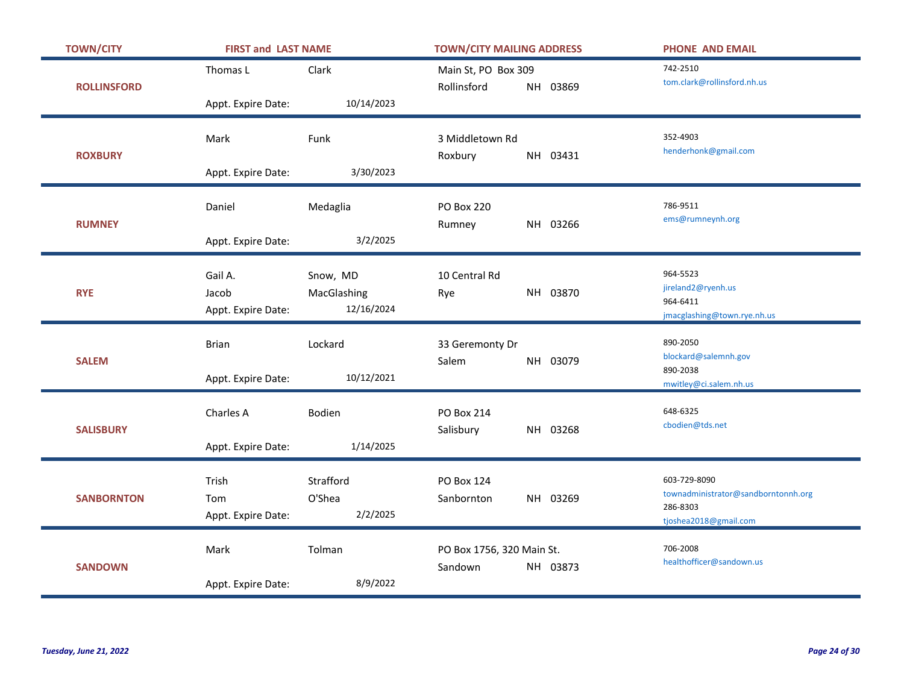| TOWN/CITY | FIRST and LAST NAME | | TOWN/CITY MAILING ADDRESS | PHONE AND EMAIL |
|---|---|---|---|---|
| ROLLINSFORD | Thomas L | Clark | Main St, PO Box 309<br>Rollinsford NH 03869 | 742-2510<br>tom.clark@rollinsford.nh.us |
| | Appt. Expire Date: | 10/14/2023 | | |
| ROXBURY | Mark | Funk | 3 Middletown Rd<br>Roxbury NH 03431 | 352-4903<br>henderhonk@gmail.com |
| | Appt. Expire Date: | 3/30/2023 | | |
| RUMNEY | Daniel | Medaglia | PO Box 220<br>Rumney NH 03266 | 786-9511<br>ems@rumneynh.org |
| | Appt. Expire Date: | 3/2/2025 | | |
| RYE | Gail A.<br>Jacob | Snow, MD<br>MacGlashing | 10 Central Rd<br>Rye NH 03870 | 964-5523<br>jireland2@ryenh.us<br>964-6411<br>jmacglashing@town.rye.nh.us |
| | Appt. Expire Date: | 12/16/2024 | | |
| SALEM | Brian | Lockard | 33 Geremonty Dr<br>Salem NH 03079 | 890-2050<br>blockard@salemnh.gov<br>890-2038<br>mwitley@ci.salem.nh.us |
| | Appt. Expire Date: | 10/12/2021 | | |
| SALISBURY | Charles A | Bodien | PO Box 214<br>Salisbury NH 03268 | 648-6325<br>cbodien@tds.net |
| | Appt. Expire Date: | 1/14/2025 | | |
| SANBORNTON | Trish<br>Tom | Strafford<br>O'Shea | PO Box 124<br>Sanbornton NH 03269 | 603-729-8090<br>townadministrator@sanborntonnh.org<br>286-8303<br>tjoshea2018@gmail.com |
| | Appt. Expire Date: | 2/2/2025 | | |
| SANDOWN | Mark | Tolman | PO Box 1756, 320 Main St.<br>Sandown NH 03873 | 706-2008<br>healthofficer@sandown.us |
| | Appt. Expire Date: | 8/9/2022 | | |

*Tuesday, June 21, 2022*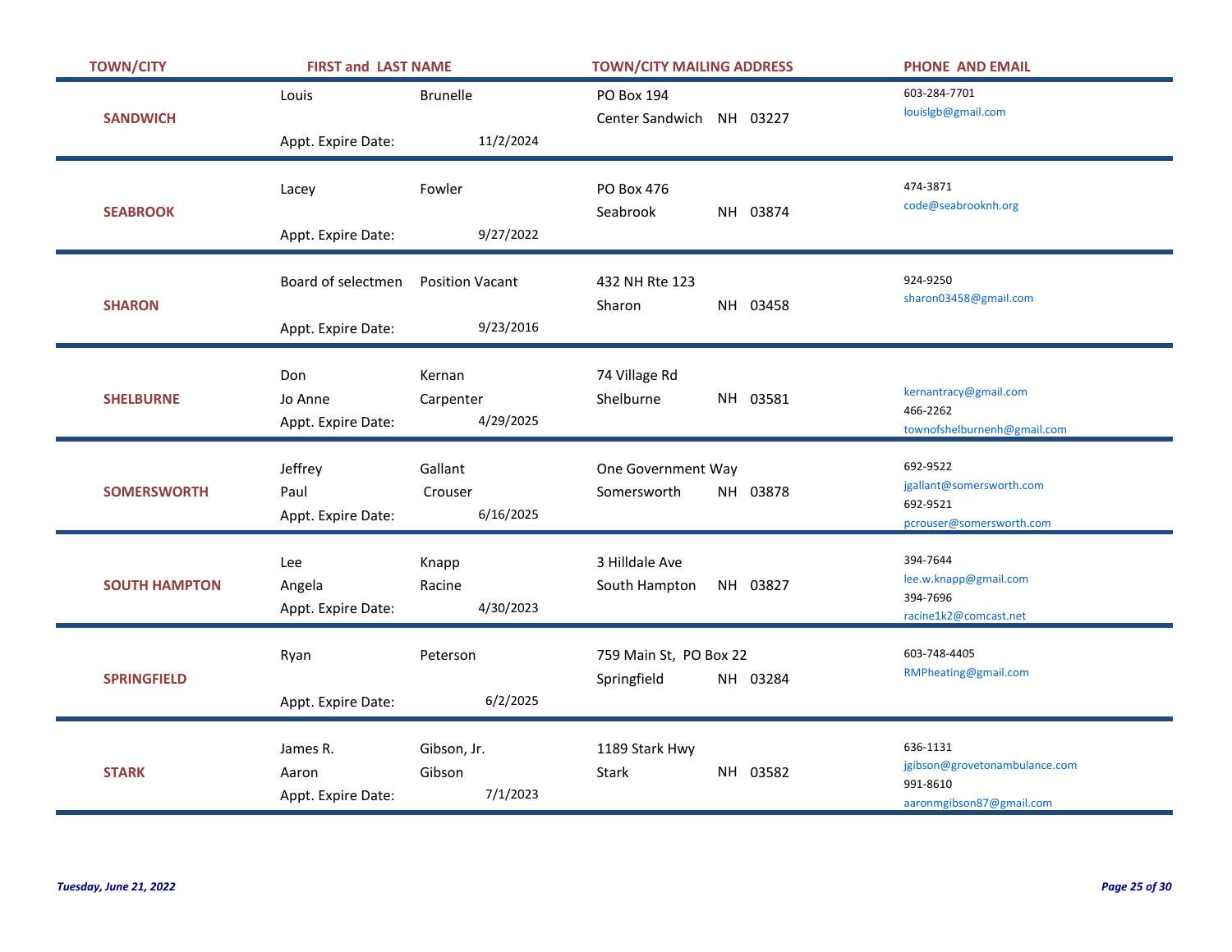| TOWN/CITY | FIRST and LAST NAME | | TOWN/CITY MAILING ADDRESS | PHONE AND EMAIL |
|---|---|---|---|---|
| SANDWICH | Louis | Brunelle | PO Box 194<br>Center Sandwich NH 03227 | 603-284-7701<br>louislgb@gmail.com |
| | Appt. Expire Date: | 11/2/2024 | | |
| SEABROOK | Lacey | Fowler | PO Box 476<br>Seabrook NH 03874 | 474-3871<br>code@seabrooknh.org |
| | Appt. Expire Date: | 9/27/2022 | | |
| SHARON | Board of selectmen | Position Vacant | 432 NH Rte 123<br>Sharon NH 03458 | 924-9250<br>sharon03458@gmail.com |
| | Appt. Expire Date: | 9/23/2016 | | |
| SHELBURNE | Don<br>Jo Anne | Kernan<br>Carpenter | 74 Village Rd<br>Shelburne NH 03581 | kernantracy@gmail.com<br>466-2262<br>townofshelburnenh@gmail.com |
| | Appt. Expire Date: | 4/29/2025 | | |
| SOMERSWORTH | Jeffrey<br>Paul | Gallant<br>Crouser | One Government Way<br>Somersworth NH 03878 | 692-9522<br>jgallant@somersworth.com<br>692-9521<br>pcrouser@somersworth.com |
| | Appt. Expire Date: | 6/16/2025 | | |
| SOUTH HAMPTON | Lee<br>Angela | Knapp<br>Racine | 3 Hilldale Ave<br>South Hampton NH 03827 | 394-7644<br>lee.w.knapp@gmail.com<br>394-7696<br>racine1k2@comcast.net |
| | Appt. Expire Date: | 4/30/2023 | | |
| SPRINGFIELD | Ryan | Peterson | 759 Main St, PO Box 22<br>Springfield NH 03284 | 603-748-4405<br>RMPheating@gmail.com |
| | Appt. Expire Date: | 6/2/2025 | | |
| STARK | James R.<br>Aaron | Gibson, Jr.<br>Gibson | 1189 Stark Hwy<br>Stark NH 03582 | 636-1131<br>jgibson@grovetonambulance.com<br>991-8610<br>aaronmgibson87@gmail.com |
| | Appt. Expire Date: | 7/1/2023 | | |

*Tuesday, June 21, 2022*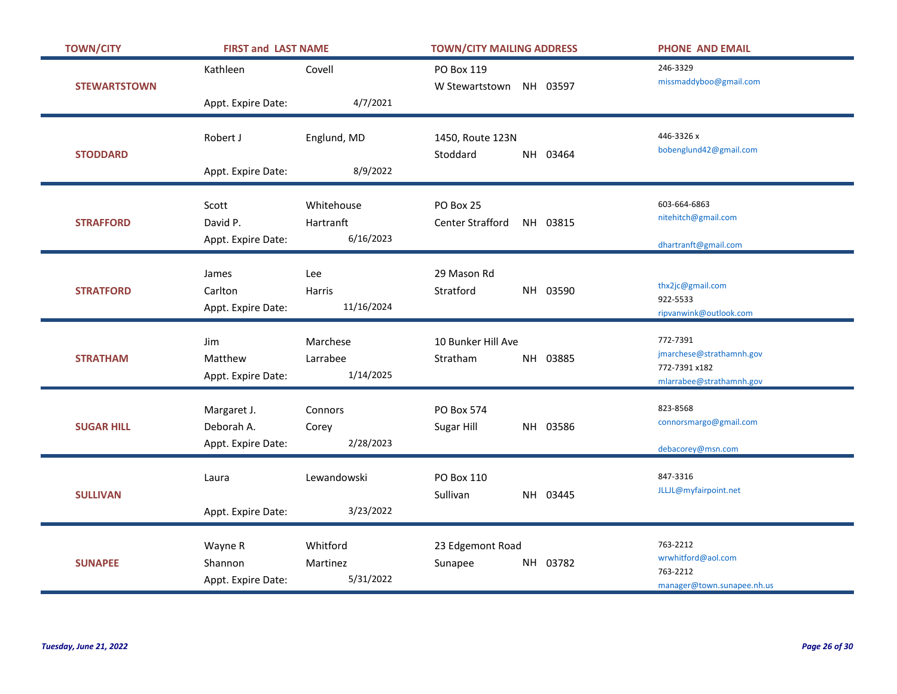| TOWN/CITY | FIRST and LAST NAME | | TOWN/CITY MAILING ADDRESS | PHONE AND EMAIL |
|---|---|---|---|---|
| STEWARTSTOWN | Kathleen | Covell | PO Box 119<br>W Stewartstown NH 03597 | 246-3329<br>missmaddyboo@gmail.com |
| | Appt. Expire Date: | 4/7/2021 | | |
| STODDARD | Robert J | Englund, MD | 1450, Route 123N<br>Stoddard NH 03464 | 446-3326 x<br>bobenglund42@gmail.com |
| | Appt. Expire Date: | 8/9/2022 | | |
| STRAFFORD | Scott | Whitehouse | PO Box 25<br>Center Strafford NH 03815 | 603-664-6863<br>nitehitch@gmail.com |
| | David P. | Hartranft | | dhartranft@gmail.com |
| | Appt. Expire Date: | 6/16/2023 | | |
| STRATFORD | James | Lee | 29 Mason Rd<br>Stratford NH 03590 | thx2jc@gmail.com |
| | Carlton | Harris | | 922-5533<br>ripvanwink@outlook.com |
| | Appt. Expire Date: | 11/16/2024 | | |
| STRATHAM | Jim | Marchese | 10 Bunker Hill Ave<br>Stratham NH 03885 | 772-7391<br>jmarchese@strathamnh.gov |
| | Matthew | Larrabee | | 772-7391 x182<br>mlarrabee@strathamnh.gov |
| | Appt. Expire Date: | 1/14/2025 | | |
| SUGAR HILL | Margaret J. | Connors | PO Box 574<br>Sugar Hill NH 03586 | 823-8568<br>connorsmargo@gmail.com |
| | Deborah A. | Corey | | debacorey@msn.com |
| | Appt. Expire Date: | 2/28/2023 | | |
| SULLIVAN | Laura | Lewandowski | PO Box 110<br>Sullivan NH 03445 | 847-3316<br>JLLJL@myfairpoint.net |
| | Appt. Expire Date: | 3/23/2022 | | |
| SUNAPEE | Wayne R | Whitford | 23 Edgemont Road<br>Sunapee NH 03782 | 763-2212<br>wrwhitford@aol.com |
| | Shannon | Martinez | | 763-2212<br>manager@town.sunapee.nh.us |
| | Appt. Expire Date: | 5/31/2022 | | |

*Tuesday, June 21, 2022*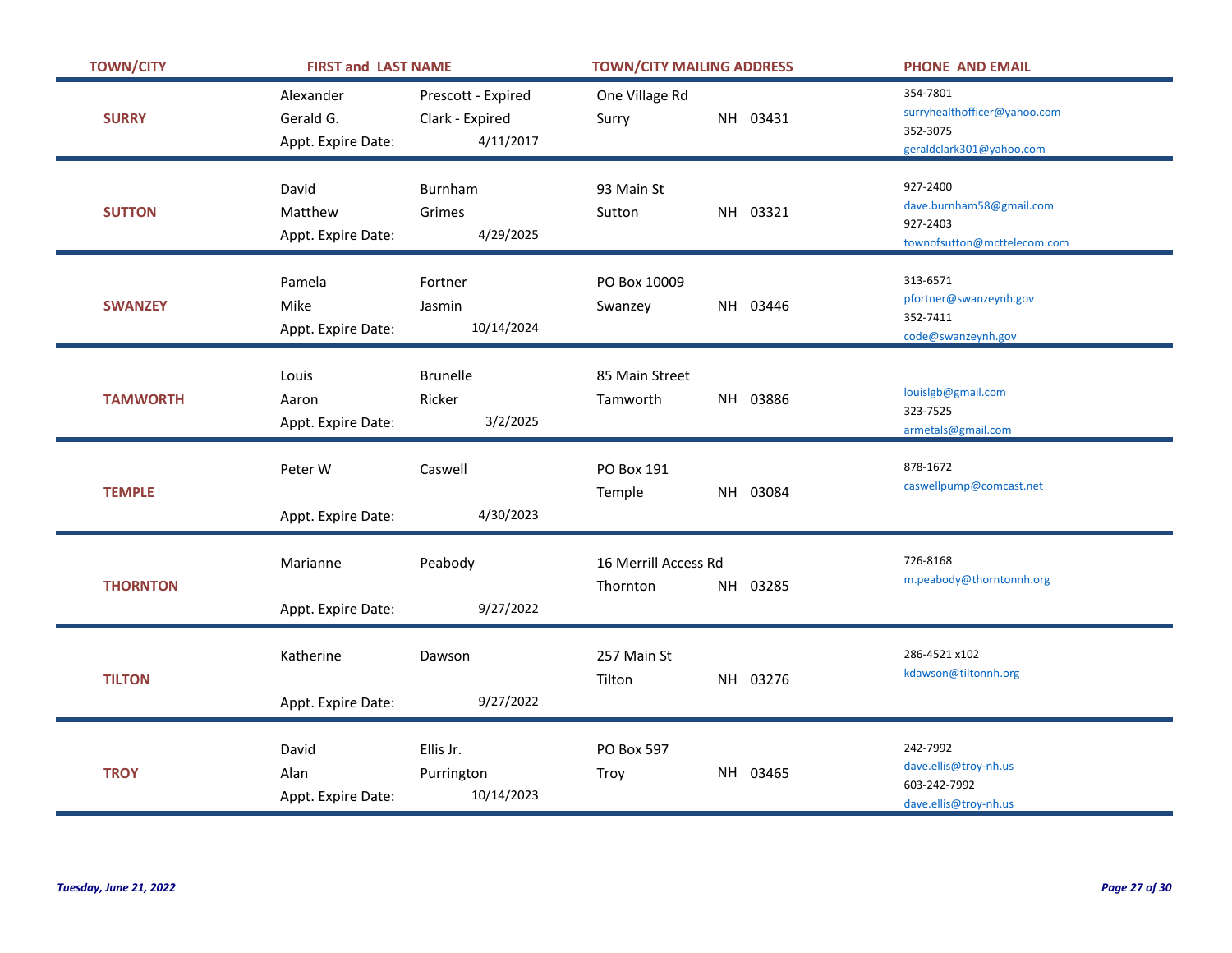| TOWN/CITY | FIRST and LAST NAME | | TOWN/CITY MAILING ADDRESS | | PHONE AND EMAIL |
|---|---|---|---|---|---|
| SURRY | Alexander | Prescott - Expired | One Village Rd | | 354-7801<br>surryhealthofficer@yahoo.com |
| | Gerald G. | Clark - Expired | Surry | NH 03431 | 352-3075<br>geraldclark301@yahoo.com |
| | Appt. Expire Date: | 4/11/2017 | | | |
| SUTTON | David | Burnham | 93 Main St | | 927-2400<br>dave.burnham58@gmail.com |
| | Matthew | Grimes | Sutton | NH 03321 | 927-2403<br>townofsutton@mcttelecom.com |
| | Appt. Expire Date: | 4/29/2025 | | | |
| SWANZEY | Pamela | Fortner | PO Box 10009 | | 313-6571<br>pfortner@swanzeynh.gov |
| | Mike | Jasmin | Swanzey | NH 03446 | 352-7411<br>code@swanzeynh.gov |
| | Appt. Expire Date: | 10/14/2024 | | | |
| TAMWORTH | Louis | Brunelle | 85 Main Street | | louislgb@gmail.com |
| | Aaron | Ricker | Tamworth | NH 03886 | 323-7525<br>armetals@gmail.com |
| | Appt. Expire Date: | 3/2/2025 | | | |
| TEMPLE | Peter W | Caswell | PO Box 191 | | 878-1672<br>caswellpump@comcast.net |
| | | | Temple | NH 03084 | |
| | Appt. Expire Date: | 4/30/2023 | | | |
| THORNTON | Marianne | Peabody | 16 Merrill Access Rd | | 726-8168<br>m.peabody@thorntonnh.org |
| | | | Thornton | NH 03285 | |
| | Appt. Expire Date: | 9/27/2022 | | | |
| TILTON | Katherine | Dawson | 257 Main St | | 286-4521 x102<br>kdawson@tiltonnh.org |
| | | | Tilton | NH 03276 | |
| | Appt. Expire Date: | 9/27/2022 | | | |
| TROY | David | Ellis Jr. | PO Box 597 | | 242-7992<br>dave.ellis@troy-nh.us |
| | Alan | Purrington | Troy | NH 03465 | 603-242-7992<br>dave.ellis@troy-nh.us |
| | Appt. Expire Date: | 10/14/2023 | | | |

*Tuesday, June 21, 2022*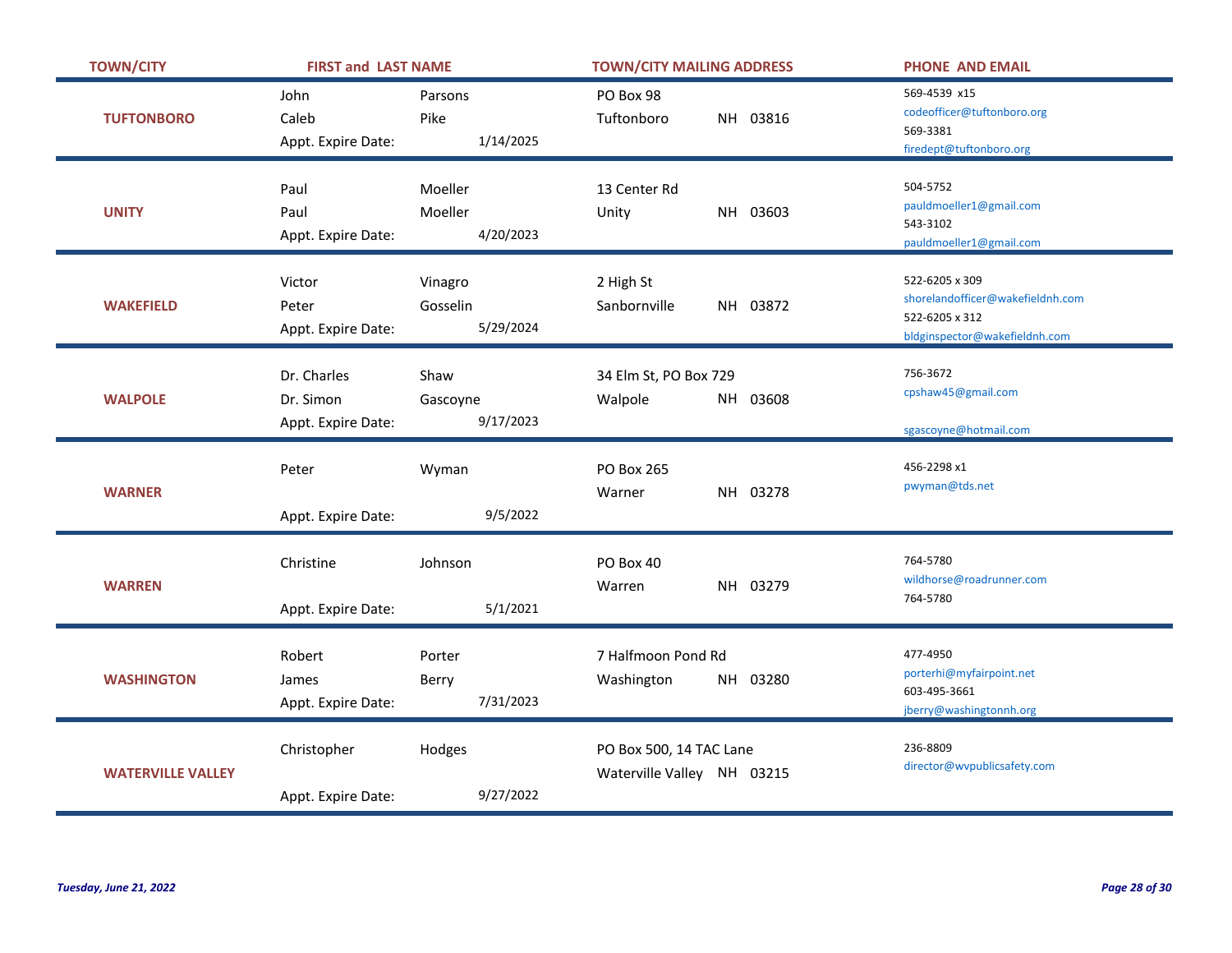| TOWN/CITY | FIRST and LAST NAME | | TOWN/CITY MAILING ADDRESS | PHONE AND EMAIL |
|---|---|---|---|---|
| TUFTONBORO | John | Parsons | PO Box 98 | 569-4539 x15<br>codeofficer@tuftonboro.org |
| | Caleb | Pike | Tuftonboro NH 03816 | 569-3381<br>firedept@tuftonboro.org |
| | Appt. Expire Date: | 1/14/2025 | | |
| UNITY | Paul | Moeller | 13 Center Rd | 504-5752<br>pauldmoeller1@gmail.com |
| | Paul | Moeller | Unity NH 03603 | 543-3102<br>pauldmoeller1@gmail.com |
| | Appt. Expire Date: | 4/20/2023 | | |
| WAKEFIELD | Victor | Vinagro | 2 High St | 522-6205 x 309<br>shorelandofficer@wakefieldnh.com |
| | Peter | Gosselin | Sanbornville NH 03872 | 522-6205 x 312<br>bldginspector@wakefieldnh.com |
| | Appt. Expire Date: | 5/29/2024 | | |
| WALPOLE | Dr. Charles | Shaw | 34 Elm St, PO Box 729 | 756-3672<br>cpshaw45@gmail.com |
| | Dr. Simon | Gascoyne | Walpole NH 03608 | sgascoyne@hotmail.com |
| | Appt. Expire Date: | 9/17/2023 | | |
| WARNER | Peter | Wyman | PO Box 265 | 456-2298 x1<br>pwyman@tds.net |
| | | | Warner NH 03278 | |
| | Appt. Expire Date: | 9/5/2022 | | |
| WARREN | Christine | Johnson | PO Box 40 | 764-5780<br>wildhorse@roadrunner.com |
| | | | Warren NH 03279 | 764-5780 |
| | Appt. Expire Date: | 5/1/2021 | | |
| WASHINGTON | Robert | Porter | 7 Halfmoon Pond Rd | 477-4950<br>porterhi@myfairpoint.net |
| | James | Berry | Washington NH 03280 | 603-495-3661<br>jberry@washingtonnh.org |
| | Appt. Expire Date: | 7/31/2023 | | |
| WATERVILLE VALLEY | Christopher | Hodges | PO Box 500, 14 TAC Lane | 236-8809<br>director@wvpublicsafety.com |
| | | | Waterville Valley NH 03215 | |
| | Appt. Expire Date: | 9/27/2022 | | |

*Tuesday, June 21, 2022*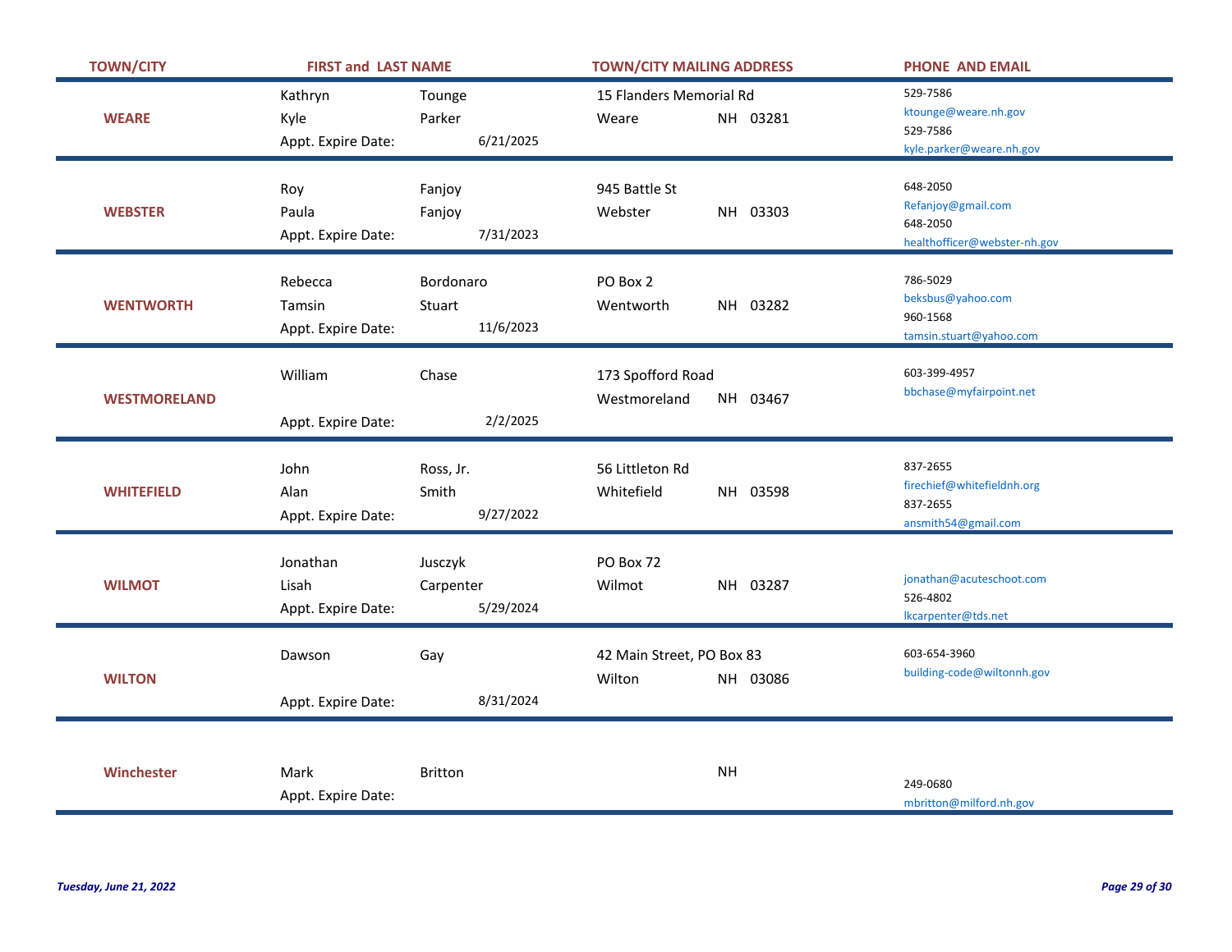| TOWN/CITY | FIRST and LAST NAME | | TOWN/CITY MAILING ADDRESS | PHONE AND EMAIL |
|---|---|---|---|---|
| WEARE | Kathryn | Tounge | 15 Flanders Memorial Rd | 529-7586<br>ktounge@weare.nh.gov |
| | Kyle | Parker | Weare NH 03281 | 529-7586<br>kyle.parker@weare.nh.gov |
| | Appt. Expire Date: | 6/21/2025 | | |
| WEBSTER | Roy | Fanjoy | 945 Battle St | 648-2050<br>Refanjoy@gmail.com |
| | Paula | Fanjoy | Webster NH 03303 | 648-2050<br>healthofficer@webster-nh.gov |
| | Appt. Expire Date: | 7/31/2023 | | |
| WENTWORTH | Rebecca | Bordonaro | PO Box 2 | 786-5029<br>beksbus@yahoo.com |
| | Tamsin | Stuart | Wentworth NH 03282 | 960-1568<br>tamsin.stuart@yahoo.com |
| | Appt. Expire Date: | 11/6/2023 | | |
| WESTMORELAND | William | Chase | 173 Spofford Road | 603-399-4957<br>bbchase@myfairpoint.net |
| | | | Westmoreland NH 03467 | |
| | Appt. Expire Date: | 2/2/2025 | | |
| WHITEFIELD | John | Ross, Jr. | 56 Littleton Rd | 837-2655<br>firechief@whitefieldnh.org |
| | Alan | Smith | Whitefield NH 03598 | 837-2655<br>ansmith54@gmail.com |
| | Appt. Expire Date: | 9/27/2022 | | |
| WILMOT | Jonathan | Jusczyk | PO Box 72 | jonathan@acuteschoot.com |
| | Lisah | Carpenter | Wilmot NH 03287 | 526-4802<br>lkcarpenter@tds.net |
| | Appt. Expire Date: | 5/29/2024 | | |
| WILTON | Dawson | Gay | 42 Main Street, PO Box 83 | 603-654-3960<br>building-code@wiltonnh.gov |
| | | | Wilton NH 03086 | |
| | Appt. Expire Date: | 8/31/2024 | | |
| Winchester | Mark | Britton | NH | 249-0680<br>mbritton@milford.nh.gov |
| | Appt. Expire Date: | | | |

*Tuesday, June 21, 2022*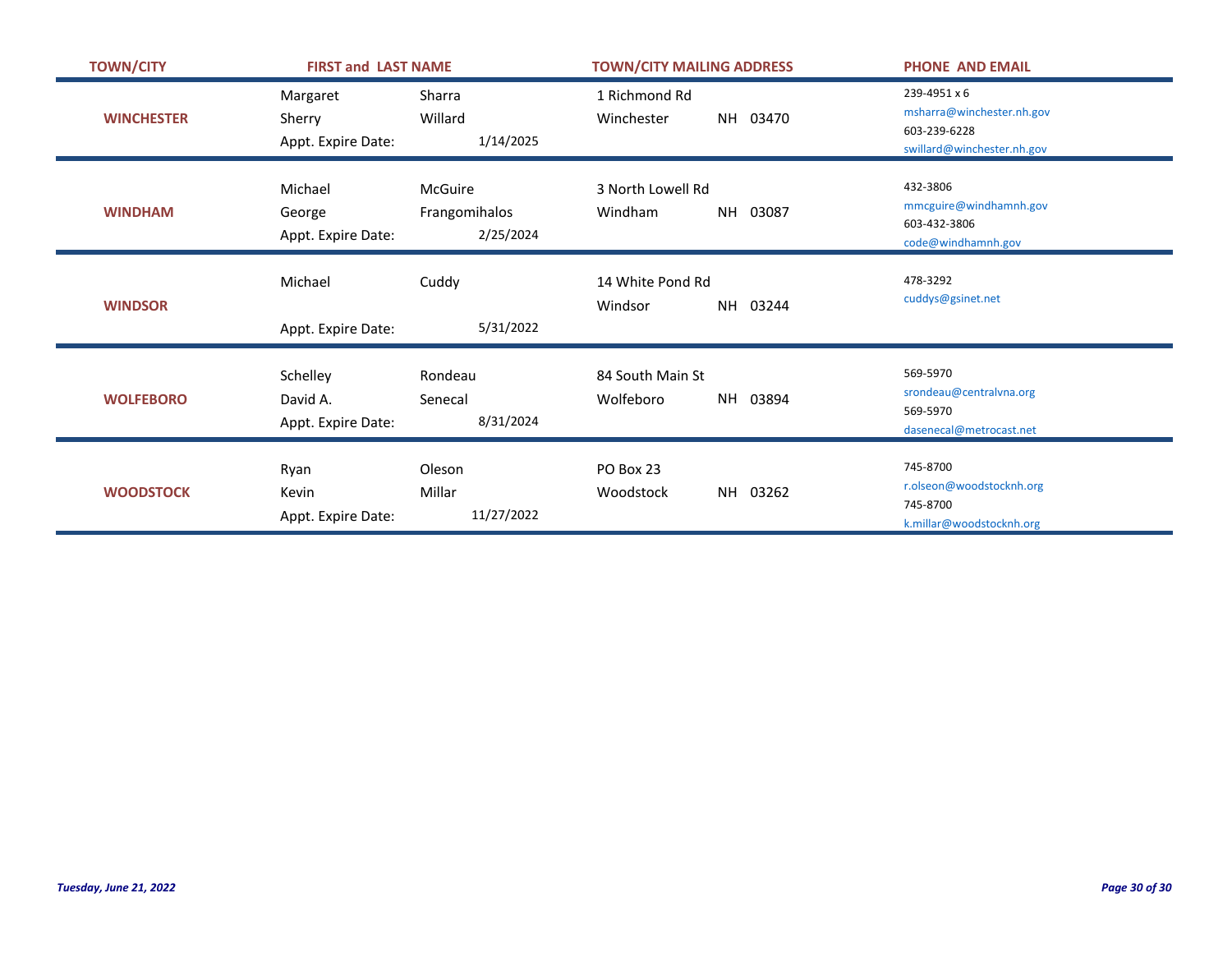| TOWN/CITY | FIRST and LAST NAME | | TOWN/CITY MAILING ADDRESS | | PHONE AND EMAIL |
|---|---|---|---|---|---|
| WINCHESTER | Margaret | Sharra | 1 Richmond Rd | | 239-4951 x 6 |
| | | | | | msharra@winchester.nh.gov |
| | Sherry | Willard | Winchester | NH 03470 | 603-239-6228 |
| | Appt. Expire Date: | 1/14/2025 | | | swillard@winchester.nh.gov |
| WINDHAM | Michael | McGuire | 3 North Lowell Rd | | 432-3806 |
| | | | | | mmcguire@windhamnh.gov |
| | George | Frangomihalos | Windham | NH 03087 | 603-432-3806 |
| | Appt. Expire Date: | 2/25/2024 | | | code@windhamnh.gov |
| WINDSOR | Michael | Cuddy | 14 White Pond Rd | | 478-3292 |
| | | | Windsor | NH 03244 | cuddys@gsinet.net |
| | Appt. Expire Date: | 5/31/2022 | | | |
| WOLFEBORO | Schelley | Rondeau | 84 South Main St | | 569-5970 |
| | | | | | srondeau@centralvna.org |
| | David A. | Senecal | Wolfeboro | NH 03894 | 569-5970 |
| | Appt. Expire Date: | 8/31/2024 | | | dasenecal@metrocast.net |
| WOODSTOCK | Ryan | Oleson | PO Box 23 | | 745-8700 |
| | | | | | r.olseon@woodstocknh.org |
| | Kevin | Millar | Woodstock | NH 03262 | 745-8700 |
| | Appt. Expire Date: | 11/27/2022 | | | k.millar@woodstocknh.org |

*Tuesday, June 21, 2022*